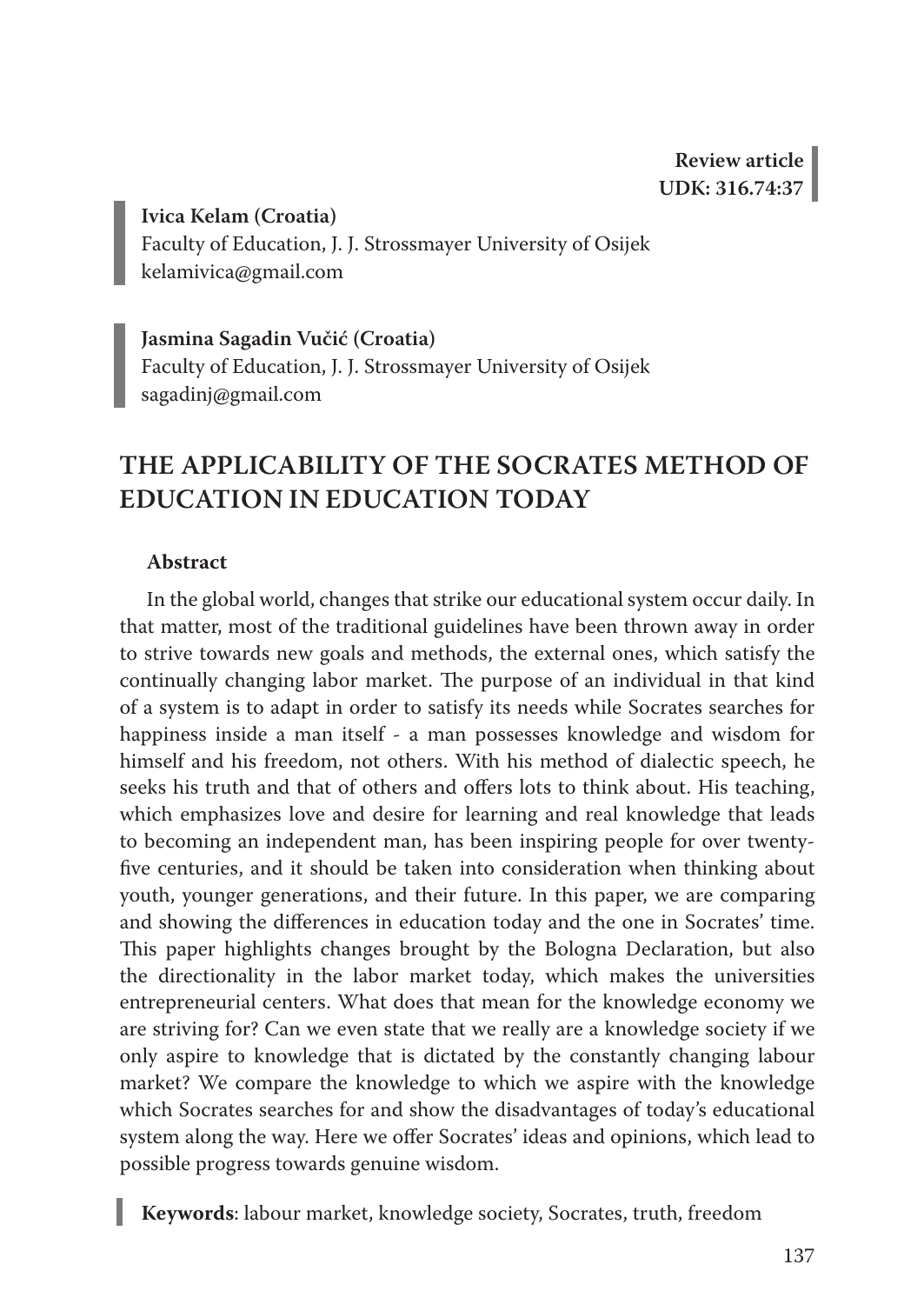**Review article**
**UDK: 316.74:37**

**Ivica Kelam (Croatia)**
Faculty of Education, J. J. Strossmayer University of Osijek
kelamivica@gmail.com

**Jasmina Sagadin Vučić (Croatia)**
Faculty of Education, J. J. Strossmayer University of Osijek
sagadinj@gmail.com

# THE APPLICABILITY OF THE SOCRATES METHOD OF EDUCATION IN EDUCATION TODAY

## Abstract

In the global world, changes that strike our educational system occur daily. In that matter, most of the traditional guidelines have been thrown away in order to strive towards new goals and methods, the external ones, which satisfy the continually changing labor market. The purpose of an individual in that kind of a system is to adapt in order to satisfy its needs while Socrates searches for happiness inside a man itself - a man possesses knowledge and wisdom for himself and his freedom, not others. With his method of dialectic speech, he seeks his truth and that of others and offers lots to think about. His teaching, which emphasizes love and desire for learning and real knowledge that leads to becoming an independent man, has been inspiring people for over twenty-five centuries, and it should be taken into consideration when thinking about youth, younger generations, and their future. In this paper, we are comparing and showing the differences in education today and the one in Socrates' time. This paper highlights changes brought by the Bologna Declaration, but also the directionality in the labor market today, which makes the universities entrepreneurial centers. What does that mean for the knowledge economy we are striving for? Can we even state that we really are a knowledge society if we only aspire to knowledge that is dictated by the constantly changing labour market? We compare the knowledge to which we aspire with the knowledge which Socrates searches for and show the disadvantages of today's educational system along the way. Here we offer Socrates' ideas and opinions, which lead to possible progress towards genuine wisdom.

**Keywords**: labour market, knowledge society, Socrates, truth, freedom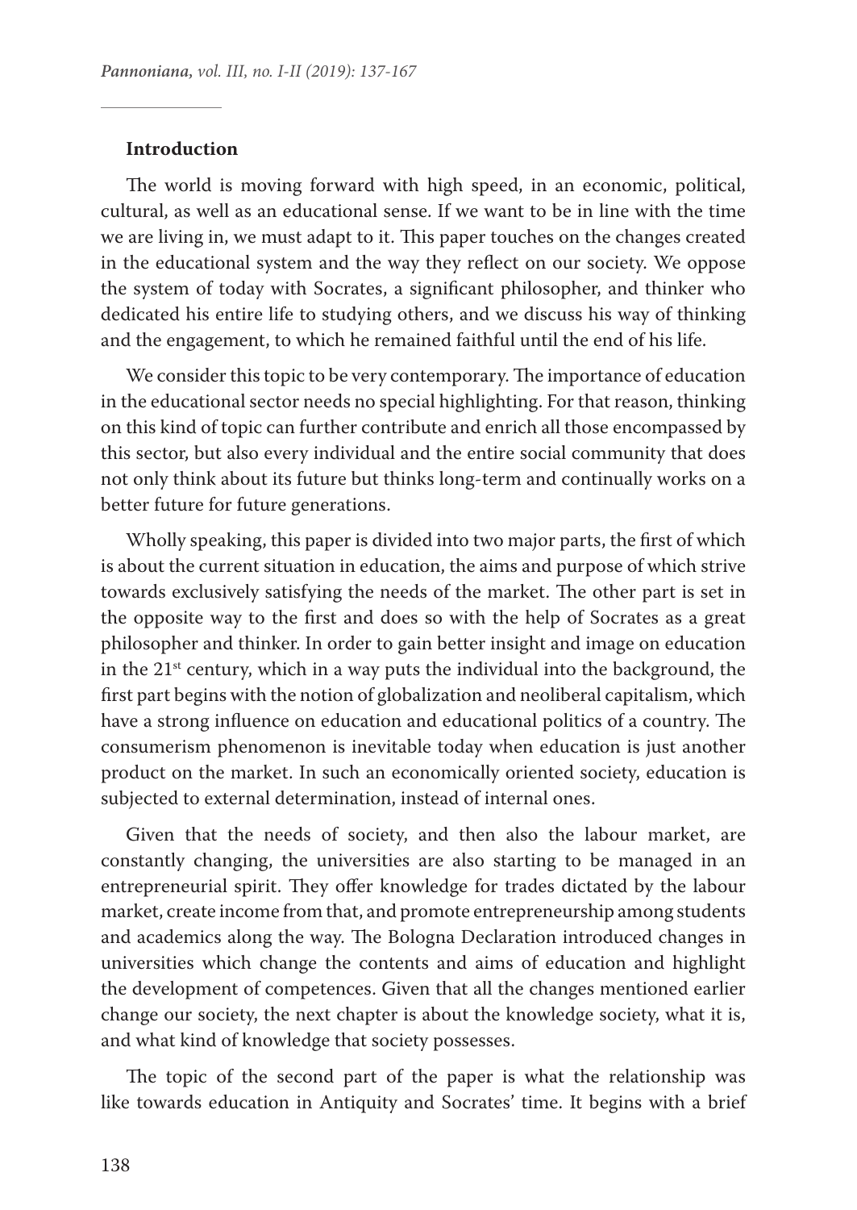## Introduction

The world is moving forward with high speed, in an economic, political, cultural, as well as an educational sense. If we want to be in line with the time we are living in, we must adapt to it. This paper touches on the changes created in the educational system and the way they reflect on our society. We oppose the system of today with Socrates, a significant philosopher, and thinker who dedicated his entire life to studying others, and we discuss his way of thinking and the engagement, to which he remained faithful until the end of his life.

We consider this topic to be very contemporary. The importance of education in the educational sector needs no special highlighting. For that reason, thinking on this kind of topic can further contribute and enrich all those encompassed by this sector, but also every individual and the entire social community that does not only think about its future but thinks long-term and continually works on a better future for future generations.

Wholly speaking, this paper is divided into two major parts, the first of which is about the current situation in education, the aims and purpose of which strive towards exclusively satisfying the needs of the market. The other part is set in the opposite way to the first and does so with the help of Socrates as a great philosopher and thinker. In order to gain better insight and image on education in the 21st century, which in a way puts the individual into the background, the first part begins with the notion of globalization and neoliberal capitalism, which have a strong influence on education and educational politics of a country. The consumerism phenomenon is inevitable today when education is just another product on the market. In such an economically oriented society, education is subjected to external determination, instead of internal ones.

Given that the needs of society, and then also the labour market, are constantly changing, the universities are also starting to be managed in an entrepreneurial spirit. They offer knowledge for trades dictated by the labour market, create income from that, and promote entrepreneurship among students and academics along the way. The Bologna Declaration introduced changes in universities which change the contents and aims of education and highlight the development of competences. Given that all the changes mentioned earlier change our society, the next chapter is about the knowledge society, what it is, and what kind of knowledge that society possesses.

The topic of the second part of the paper is what the relationship was like towards education in Antiquity and Socrates' time. It begins with a brief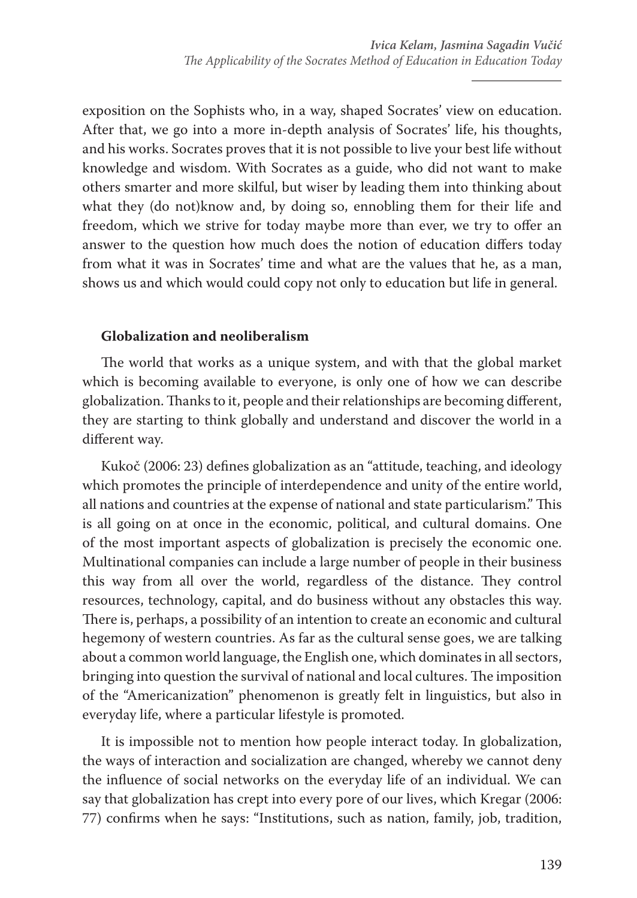exposition on the Sophists who, in a way, shaped Socrates' view on education. After that, we go into a more in-depth analysis of Socrates' life, his thoughts, and his works. Socrates proves that it is not possible to live your best life without knowledge and wisdom. With Socrates as a guide, who did not want to make others smarter and more skilful, but wiser by leading them into thinking about what they (do not)know and, by doing so, ennobling them for their life and freedom, which we strive for today maybe more than ever, we try to offer an answer to the question how much does the notion of education differs today from what it was in Socrates' time and what are the values that he, as a man, shows us and which would could copy not only to education but life in general.

## Globalization and neoliberalism

The world that works as a unique system, and with that the global market which is becoming available to everyone, is only one of how we can describe globalization. Thanks to it, people and their relationships are becoming different, they are starting to think globally and understand and discover the world in a different way.

Kukoč (2006: 23) defines globalization as an "attitude, teaching, and ideology which promotes the principle of interdependence and unity of the entire world, all nations and countries at the expense of national and state particularism." This is all going on at once in the economic, political, and cultural domains. One of the most important aspects of globalization is precisely the economic one. Multinational companies can include a large number of people in their business this way from all over the world, regardless of the distance. They control resources, technology, capital, and do business without any obstacles this way. There is, perhaps, a possibility of an intention to create an economic and cultural hegemony of western countries. As far as the cultural sense goes, we are talking about a common world language, the English one, which dominates in all sectors, bringing into question the survival of national and local cultures. The imposition of the "Americanization" phenomenon is greatly felt in linguistics, but also in everyday life, where a particular lifestyle is promoted.

It is impossible not to mention how people interact today. In globalization, the ways of interaction and socialization are changed, whereby we cannot deny the influence of social networks on the everyday life of an individual. We can say that globalization has crept into every pore of our lives, which Kregar (2006: 77) confirms when he says: "Institutions, such as nation, family, job, tradition,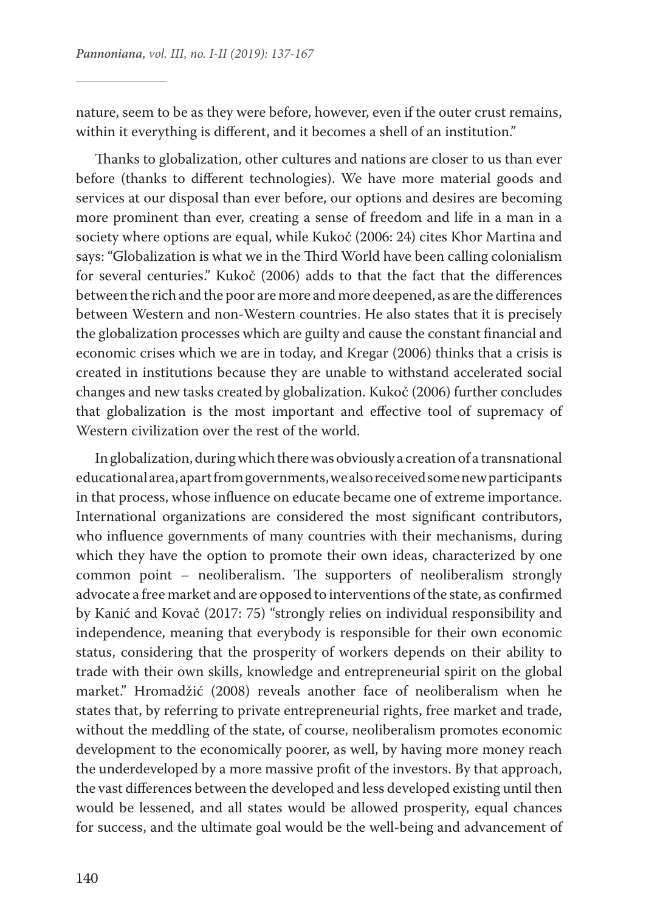nature, seem to be as they were before, however, even if the outer crust remains, within it everything is different, and it becomes a shell of an institution."

Thanks to globalization, other cultures and nations are closer to us than ever before (thanks to different technologies). We have more material goods and services at our disposal than ever before, our options and desires are becoming more prominent than ever, creating a sense of freedom and life in a man in a society where options are equal, while Kukoč (2006: 24) cites Khor Martina and says: "Globalization is what we in the Third World have been calling colonialism for several centuries." Kukoč (2006) adds to that the fact that the differences between the rich and the poor are more and more deepened, as are the differences between Western and non-Western countries. He also states that it is precisely the globalization processes which are guilty and cause the constant financial and economic crises which we are in today, and Kregar (2006) thinks that a crisis is created in institutions because they are unable to withstand accelerated social changes and new tasks created by globalization. Kukoč (2006) further concludes that globalization is the most important and effective tool of supremacy of Western civilization over the rest of the world.

In globalization, during which there was obviously a creation of a transnational educational area, apart from governments, we also received some new participants in that process, whose influence on educate became one of extreme importance. International organizations are considered the most significant contributors, who influence governments of many countries with their mechanisms, during which they have the option to promote their own ideas, characterized by one common point – neoliberalism. The supporters of neoliberalism strongly advocate a free market and are opposed to interventions of the state, as confirmed by Kanić and Kovač (2017: 75) "strongly relies on individual responsibility and independence, meaning that everybody is responsible for their own economic status, considering that the prosperity of workers depends on their ability to trade with their own skills, knowledge and entrepreneurial spirit on the global market." Hromadžić (2008) reveals another face of neoliberalism when he states that, by referring to private entrepreneurial rights, free market and trade, without the meddling of the state, of course, neoliberalism promotes economic development to the economically poorer, as well, by having more money reach the underdeveloped by a more massive profit of the investors. By that approach, the vast differences between the developed and less developed existing until then would be lessened, and all states would be allowed prosperity, equal chances for success, and the ultimate goal would be the well-being and advancement of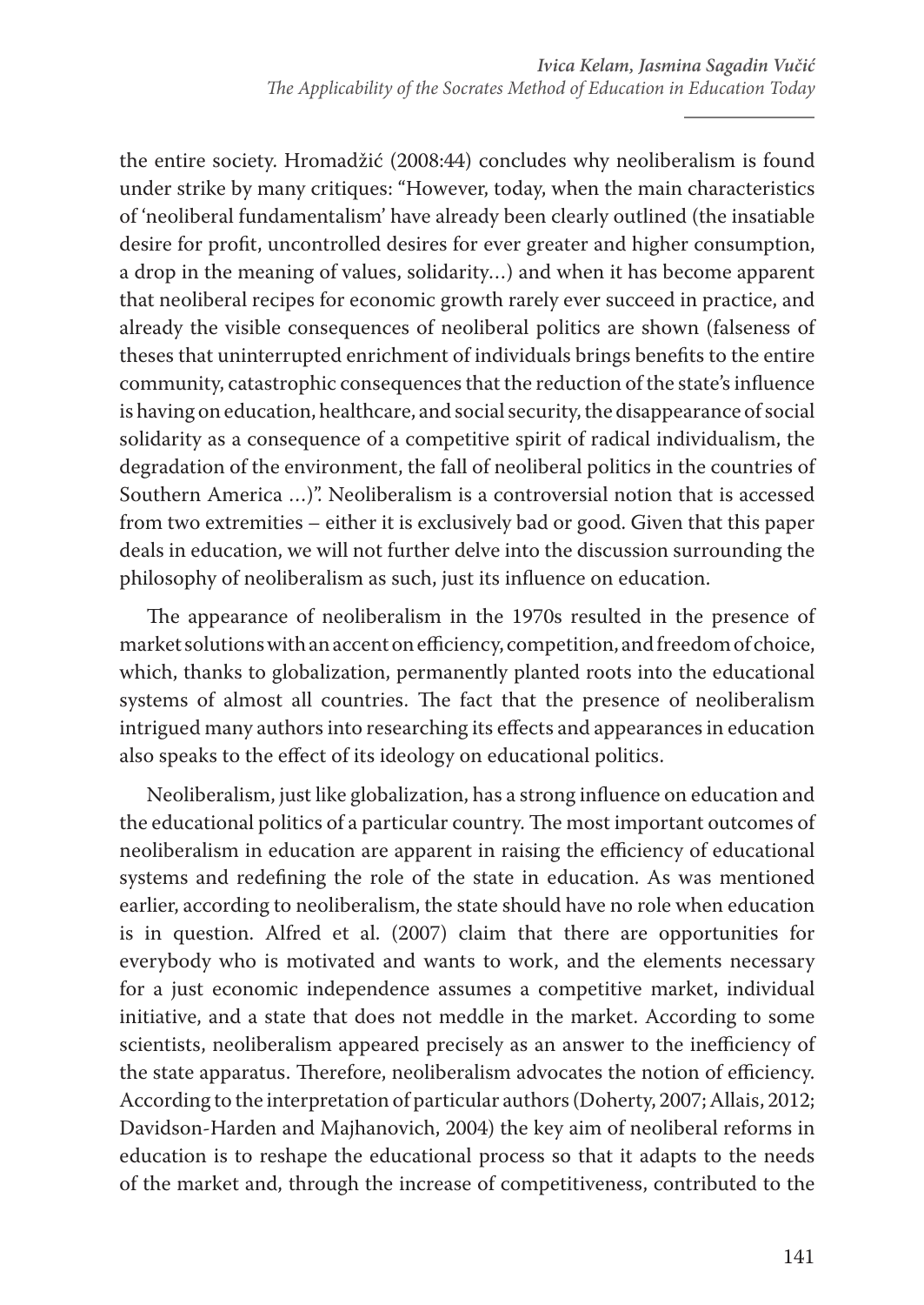the entire society. Hromadžić (2008:44) concludes why neoliberalism is found under strike by many critiques: "However, today, when the main characteristics of 'neoliberal fundamentalism' have already been clearly outlined (the insatiable desire for profit, uncontrolled desires for ever greater and higher consumption, a drop in the meaning of values, solidarity...) and when it has become apparent that neoliberal recipes for economic growth rarely ever succeed in practice, and already the visible consequences of neoliberal politics are shown (falseness of theses that uninterrupted enrichment of individuals brings benefits to the entire community, catastrophic consequences that the reduction of the state's influence is having on education, healthcare, and social security, the disappearance of social solidarity as a consequence of a competitive spirit of radical individualism, the degradation of the environment, the fall of neoliberal politics in the countries of Southern America ...)". Neoliberalism is a controversial notion that is accessed from two extremities – either it is exclusively bad or good. Given that this paper deals in education, we will not further delve into the discussion surrounding the philosophy of neoliberalism as such, just its influence on education.

The appearance of neoliberalism in the 1970s resulted in the presence of market solutions with an accent on efficiency, competition, and freedom of choice, which, thanks to globalization, permanently planted roots into the educational systems of almost all countries. The fact that the presence of neoliberalism intrigued many authors into researching its effects and appearances in education also speaks to the effect of its ideology on educational politics.

Neoliberalism, just like globalization, has a strong influence on education and the educational politics of a particular country. The most important outcomes of neoliberalism in education are apparent in raising the efficiency of educational systems and redefining the role of the state in education. As was mentioned earlier, according to neoliberalism, the state should have no role when education is in question. Alfred et al. (2007) claim that there are opportunities for everybody who is motivated and wants to work, and the elements necessary for a just economic independence assumes a competitive market, individual initiative, and a state that does not meddle in the market. According to some scientists, neoliberalism appeared precisely as an answer to the inefficiency of the state apparatus. Therefore, neoliberalism advocates the notion of efficiency. According to the interpretation of particular authors (Doherty, 2007; Allais, 2012; Davidson-Harden and Majhanovich, 2004) the key aim of neoliberal reforms in education is to reshape the educational process so that it adapts to the needs of the market and, through the increase of competitiveness, contributed to the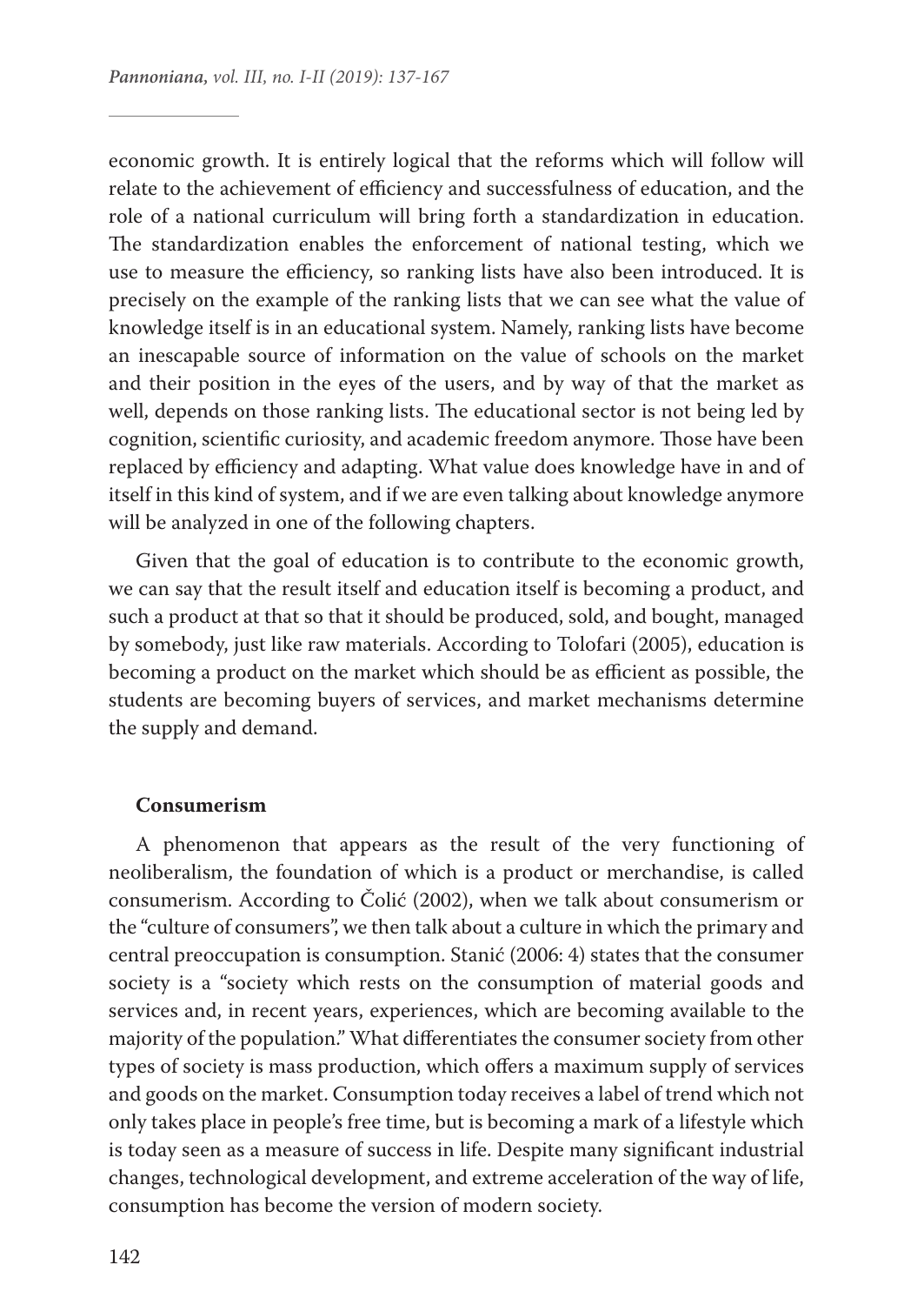economic growth. It is entirely logical that the reforms which will follow will relate to the achievement of efficiency and successfulness of education, and the role of a national curriculum will bring forth a standardization in education. The standardization enables the enforcement of national testing, which we use to measure the efficiency, so ranking lists have also been introduced. It is precisely on the example of the ranking lists that we can see what the value of knowledge itself is in an educational system. Namely, ranking lists have become an inescapable source of information on the value of schools on the market and their position in the eyes of the users, and by way of that the market as well, depends on those ranking lists. The educational sector is not being led by cognition, scientific curiosity, and academic freedom anymore. Those have been replaced by efficiency and adapting. What value does knowledge have in and of itself in this kind of system, and if we are even talking about knowledge anymore will be analyzed in one of the following chapters.

Given that the goal of education is to contribute to the economic growth, we can say that the result itself and education itself is becoming a product, and such a product at that so that it should be produced, sold, and bought, managed by somebody, just like raw materials. According to Tolofari (2005), education is becoming a product on the market which should be as efficient as possible, the students are becoming buyers of services, and market mechanisms determine the supply and demand.

**Consumerism**

A phenomenon that appears as the result of the very functioning of neoliberalism, the foundation of which is a product or merchandise, is called consumerism. According to Čolić (2002), when we talk about consumerism or the "culture of consumers", we then talk about a culture in which the primary and central preoccupation is consumption. Stanić (2006: 4) states that the consumer society is a "society which rests on the consumption of material goods and services and, in recent years, experiences, which are becoming available to the majority of the population." What differentiates the consumer society from other types of society is mass production, which offers a maximum supply of services and goods on the market. Consumption today receives a label of trend which not only takes place in people's free time, but is becoming a mark of a lifestyle which is today seen as a measure of success in life. Despite many significant industrial changes, technological development, and extreme acceleration of the way of life, consumption has become the version of modern society.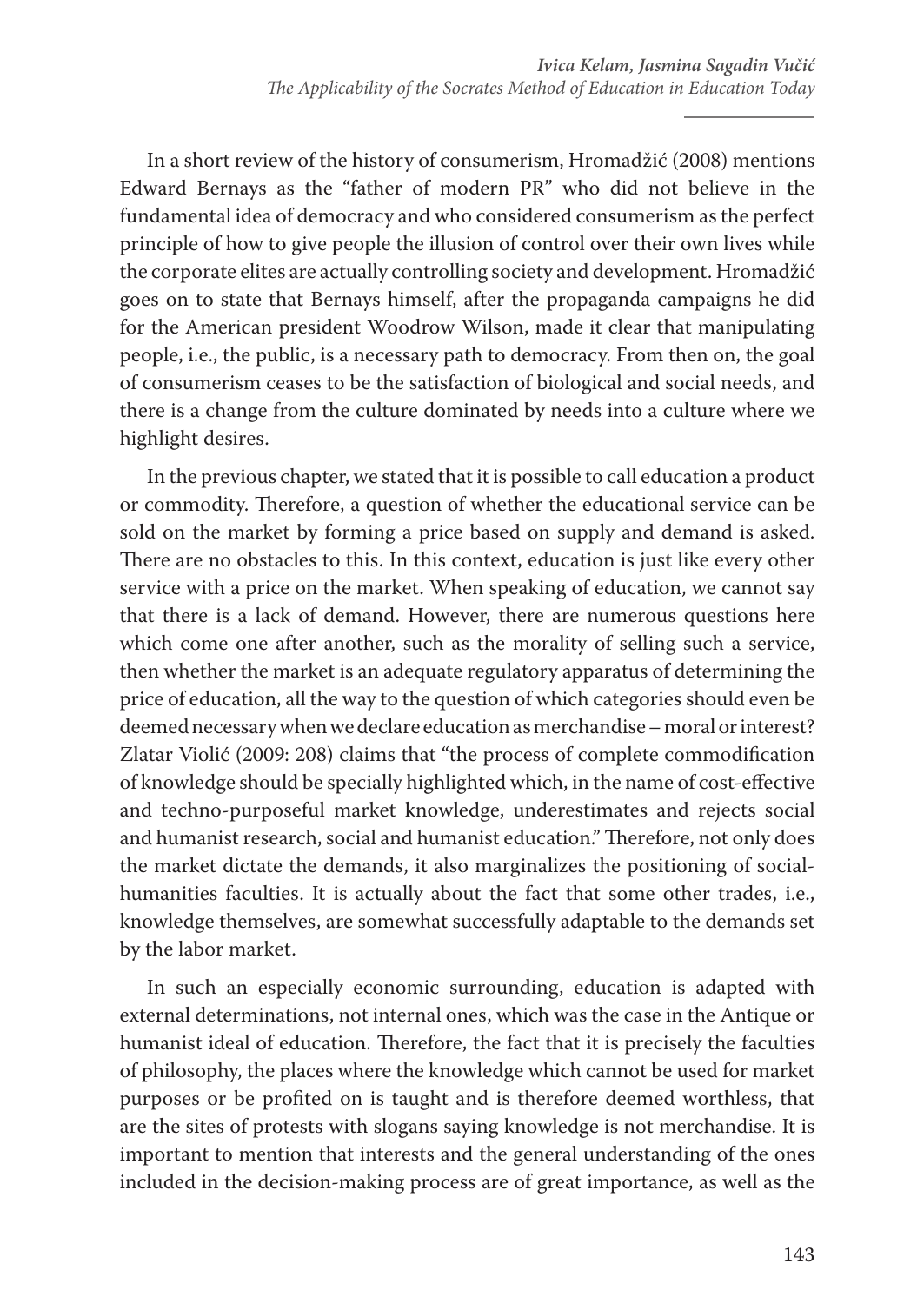In a short review of the history of consumerism, Hromadžić (2008) mentions Edward Bernays as the "father of modern PR" who did not believe in the fundamental idea of democracy and who considered consumerism as the perfect principle of how to give people the illusion of control over their own lives while the corporate elites are actually controlling society and development. Hromadžić goes on to state that Bernays himself, after the propaganda campaigns he did for the American president Woodrow Wilson, made it clear that manipulating people, i.e., the public, is a necessary path to democracy. From then on, the goal of consumerism ceases to be the satisfaction of biological and social needs, and there is a change from the culture dominated by needs into a culture where we highlight desires.

In the previous chapter, we stated that it is possible to call education a product or commodity. Therefore, a question of whether the educational service can be sold on the market by forming a price based on supply and demand is asked. There are no obstacles to this. In this context, education is just like every other service with a price on the market. When speaking of education, we cannot say that there is a lack of demand. However, there are numerous questions here which come one after another, such as the morality of selling such a service, then whether the market is an adequate regulatory apparatus of determining the price of education, all the way to the question of which categories should even be deemed necessary when we declare education as merchandise – moral or interest? Zlatar Violić (2009: 208) claims that "the process of complete commodification of knowledge should be specially highlighted which, in the name of cost-effective and techno-purposeful market knowledge, underestimates and rejects social and humanist research, social and humanist education." Therefore, not only does the market dictate the demands, it also marginalizes the positioning of social-humanities faculties. It is actually about the fact that some other trades, i.e., knowledge themselves, are somewhat successfully adaptable to the demands set by the labor market.

In such an especially economic surrounding, education is adapted with external determinations, not internal ones, which was the case in the Antique or humanist ideal of education. Therefore, the fact that it is precisely the faculties of philosophy, the places where the knowledge which cannot be used for market purposes or be profited on is taught and is therefore deemed worthless, that are the sites of protests with slogans saying knowledge is not merchandise. It is important to mention that interests and the general understanding of the ones included in the decision-making process are of great importance, as well as the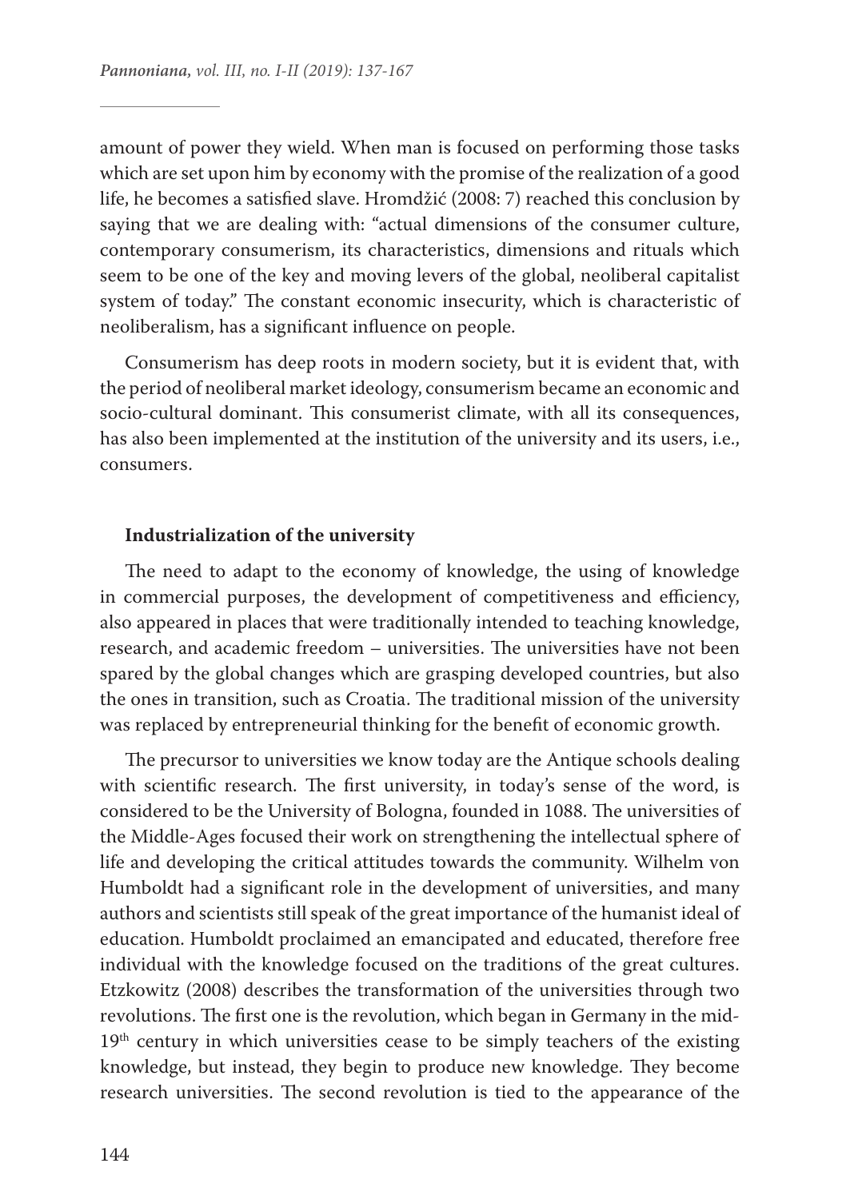amount of power they wield. When man is focused on performing those tasks which are set upon him by economy with the promise of the realization of a good life, he becomes a satisfied slave. Hromdžić (2008: 7) reached this conclusion by saying that we are dealing with: "actual dimensions of the consumer culture, contemporary consumerism, its characteristics, dimensions and rituals which seem to be one of the key and moving levers of the global, neoliberal capitalist system of today." The constant economic insecurity, which is characteristic of neoliberalism, has a significant influence on people.

Consumerism has deep roots in modern society, but it is evident that, with the period of neoliberal market ideology, consumerism became an economic and socio-cultural dominant. This consumerist climate, with all its consequences, has also been implemented at the institution of the university and its users, i.e., consumers.

**Industrialization of the university**

The need to adapt to the economy of knowledge, the using of knowledge in commercial purposes, the development of competitiveness and efficiency, also appeared in places that were traditionally intended to teaching knowledge, research, and academic freedom – universities. The universities have not been spared by the global changes which are grasping developed countries, but also the ones in transition, such as Croatia. The traditional mission of the university was replaced by entrepreneurial thinking for the benefit of economic growth.

The precursor to universities we know today are the Antique schools dealing with scientific research. The first university, in today's sense of the word, is considered to be the University of Bologna, founded in 1088. The universities of the Middle-Ages focused their work on strengthening the intellectual sphere of life and developing the critical attitudes towards the community. Wilhelm von Humboldt had a significant role in the development of universities, and many authors and scientists still speak of the great importance of the humanist ideal of education. Humboldt proclaimed an emancipated and educated, therefore free individual with the knowledge focused on the traditions of the great cultures. Etzkowitz (2008) describes the transformation of the universities through two revolutions. The first one is the revolution, which began in Germany in the mid-19th century in which universities cease to be simply teachers of the existing knowledge, but instead, they begin to produce new knowledge. They become research universities. The second revolution is tied to the appearance of the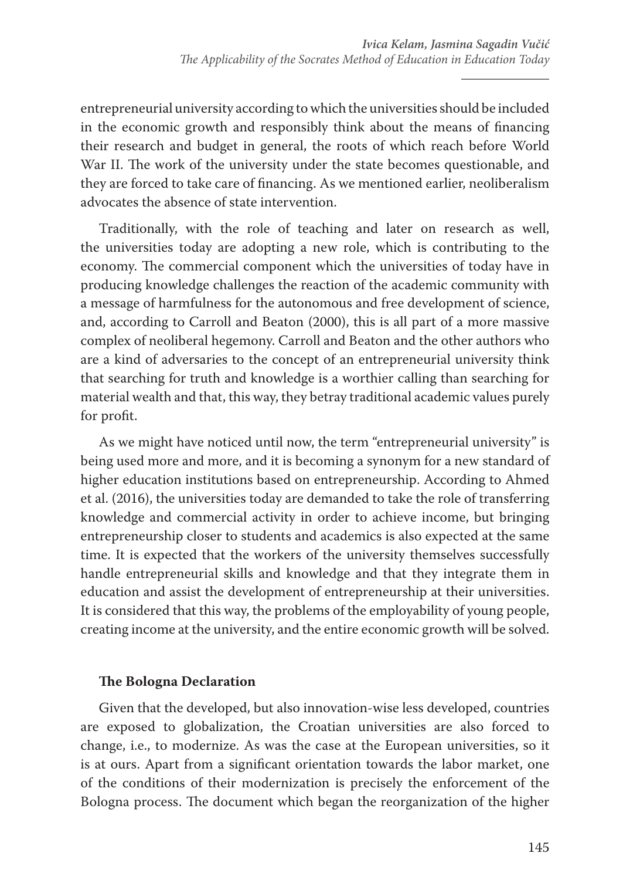entrepreneurial university according to which the universities should be included in the economic growth and responsibly think about the means of financing their research and budget in general, the roots of which reach before World War II. The work of the university under the state becomes questionable, and they are forced to take care of financing. As we mentioned earlier, neoliberalism advocates the absence of state intervention.

Traditionally, with the role of teaching and later on research as well, the universities today are adopting a new role, which is contributing to the economy. The commercial component which the universities of today have in producing knowledge challenges the reaction of the academic community with a message of harmfulness for the autonomous and free development of science, and, according to Carroll and Beaton (2000), this is all part of a more massive complex of neoliberal hegemony. Carroll and Beaton and the other authors who are a kind of adversaries to the concept of an entrepreneurial university think that searching for truth and knowledge is a worthier calling than searching for material wealth and that, this way, they betray traditional academic values purely for profit.

As we might have noticed until now, the term "entrepreneurial university" is being used more and more, and it is becoming a synonym for a new standard of higher education institutions based on entrepreneurship. According to Ahmed et al. (2016), the universities today are demanded to take the role of transferring knowledge and commercial activity in order to achieve income, but bringing entrepreneurship closer to students and academics is also expected at the same time. It is expected that the workers of the university themselves successfully handle entrepreneurial skills and knowledge and that they integrate them in education and assist the development of entrepreneurship at their universities. It is considered that this way, the problems of the employability of young people, creating income at the university, and the entire economic growth will be solved.

## The Bologna Declaration

Given that the developed, but also innovation-wise less developed, countries are exposed to globalization, the Croatian universities are also forced to change, i.e., to modernize. As was the case at the European universities, so it is at ours. Apart from a significant orientation towards the labor market, one of the conditions of their modernization is precisely the enforcement of the Bologna process. The document which began the reorganization of the higher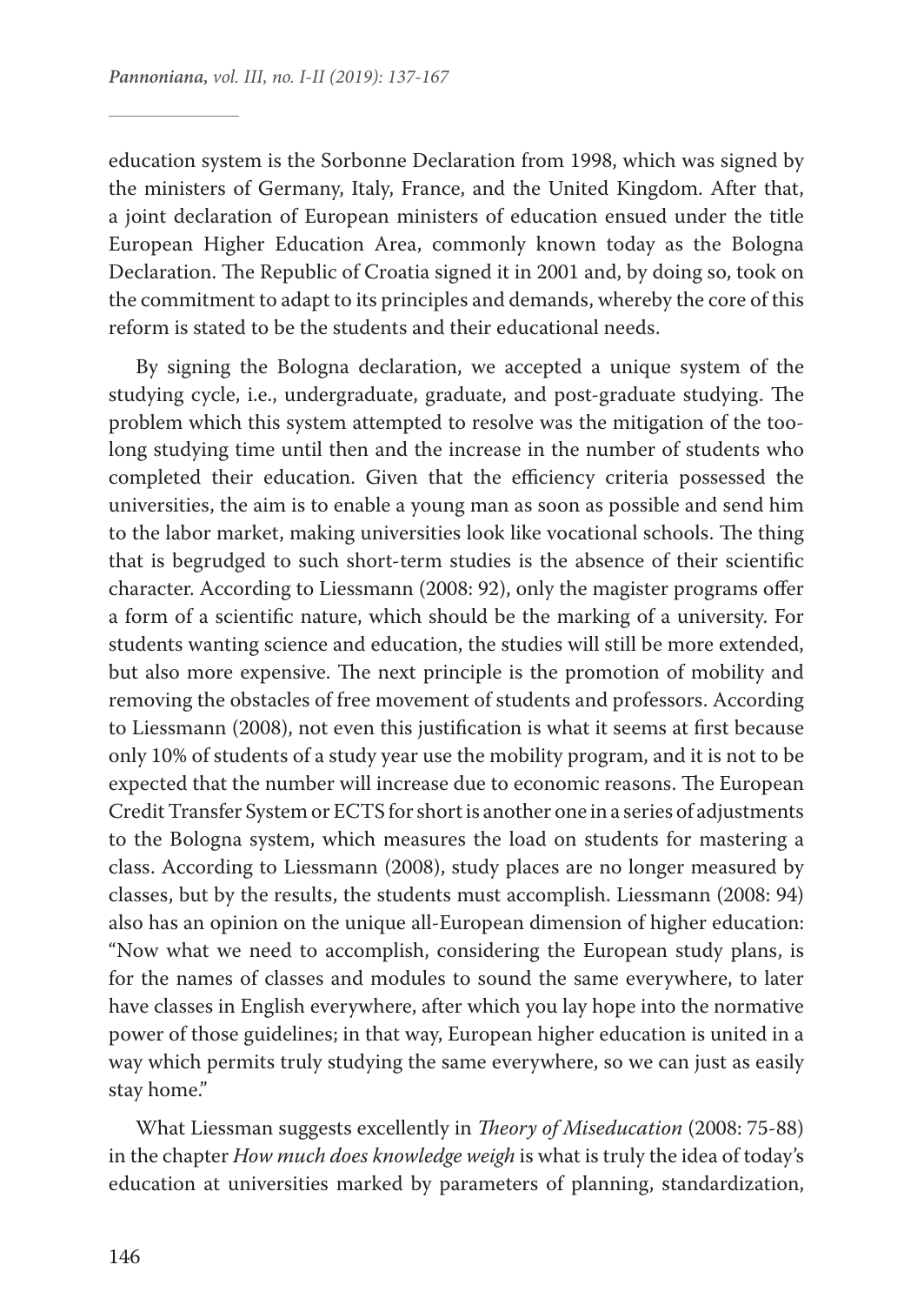education system is the Sorbonne Declaration from 1998, which was signed by the ministers of Germany, Italy, France, and the United Kingdom. After that, a joint declaration of European ministers of education ensued under the title European Higher Education Area, commonly known today as the Bologna Declaration. The Republic of Croatia signed it in 2001 and, by doing so, took on the commitment to adapt to its principles and demands, whereby the core of this reform is stated to be the students and their educational needs.

By signing the Bologna declaration, we accepted a unique system of the studying cycle, i.e., undergraduate, graduate, and post-graduate studying. The problem which this system attempted to resolve was the mitigation of the too-long studying time until then and the increase in the number of students who completed their education. Given that the efficiency criteria possessed the universities, the aim is to enable a young man as soon as possible and send him to the labor market, making universities look like vocational schools. The thing that is begrudged to such short-term studies is the absence of their scientific character. According to Liessmann (2008: 92), only the magister programs offer a form of a scientific nature, which should be the marking of a university. For students wanting science and education, the studies will still be more extended, but also more expensive. The next principle is the promotion of mobility and removing the obstacles of free movement of students and professors. According to Liessmann (2008), not even this justification is what it seems at first because only 10% of students of a study year use the mobility program, and it is not to be expected that the number will increase due to economic reasons. The European Credit Transfer System or ECTS for short is another one in a series of adjustments to the Bologna system, which measures the load on students for mastering a class. According to Liessmann (2008), study places are no longer measured by classes, but by the results, the students must accomplish. Liessmann (2008: 94) also has an opinion on the unique all-European dimension of higher education: "Now what we need to accomplish, considering the European study plans, is for the names of classes and modules to sound the same everywhere, to later have classes in English everywhere, after which you lay hope into the normative power of those guidelines; in that way, European higher education is united in a way which permits truly studying the same everywhere, so we can just as easily stay home."

What Liessman suggests excellently in *Theory of Miseducation* (2008: 75-88) in the chapter *How much does knowledge weigh* is what is truly the idea of today's education at universities marked by parameters of planning, standardization,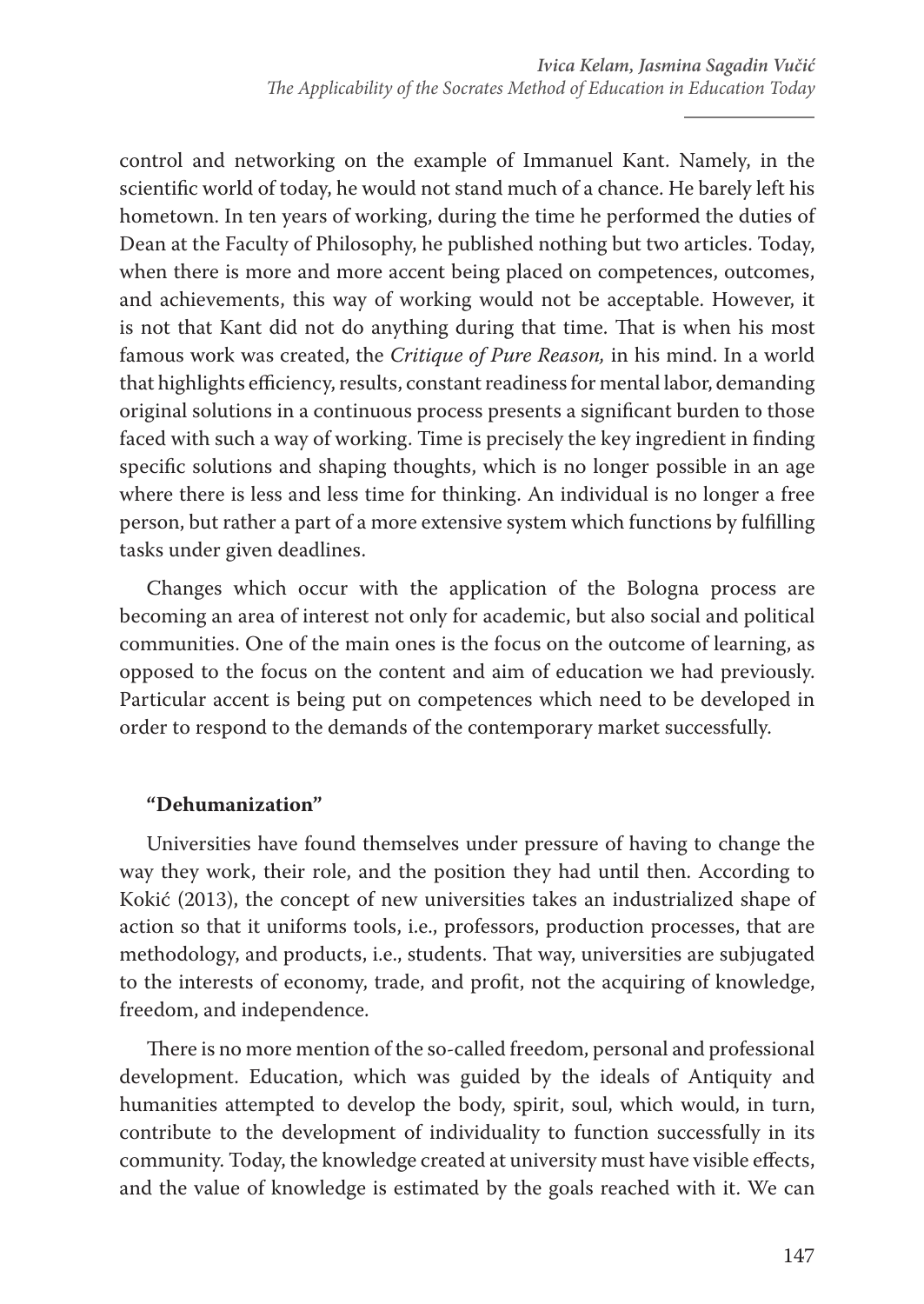control and networking on the example of Immanuel Kant. Namely, in the scientific world of today, he would not stand much of a chance. He barely left his hometown. In ten years of working, during the time he performed the duties of Dean at the Faculty of Philosophy, he published nothing but two articles. Today, when there is more and more accent being placed on competences, outcomes, and achievements, this way of working would not be acceptable. However, it is not that Kant did not do anything during that time. That is when his most famous work was created, the *Critique of Pure Reason,* in his mind. In a world that highlights efficiency, results, constant readiness for mental labor, demanding original solutions in a continuous process presents a significant burden to those faced with such a way of working. Time is precisely the key ingredient in finding specific solutions and shaping thoughts, which is no longer possible in an age where there is less and less time for thinking. An individual is no longer a free person, but rather a part of a more extensive system which functions by fulfilling tasks under given deadlines.

Changes which occur with the application of the Bologna process are becoming an area of interest not only for academic, but also social and political communities. One of the main ones is the focus on the outcome of learning, as opposed to the focus on the content and aim of education we had previously. Particular accent is being put on competences which need to be developed in order to respond to the demands of the contemporary market successfully.

**"Dehumanization"**

Universities have found themselves under pressure of having to change the way they work, their role, and the position they had until then. According to Kokić (2013), the concept of new universities takes an industrialized shape of action so that it uniforms tools, i.e., professors, production processes, that are methodology, and products, i.e., students. That way, universities are subjugated to the interests of economy, trade, and profit, not the acquiring of knowledge, freedom, and independence.

There is no more mention of the so-called freedom, personal and professional development. Education, which was guided by the ideals of Antiquity and humanities attempted to develop the body, spirit, soul, which would, in turn, contribute to the development of individuality to function successfully in its community. Today, the knowledge created at university must have visible effects, and the value of knowledge is estimated by the goals reached with it. We can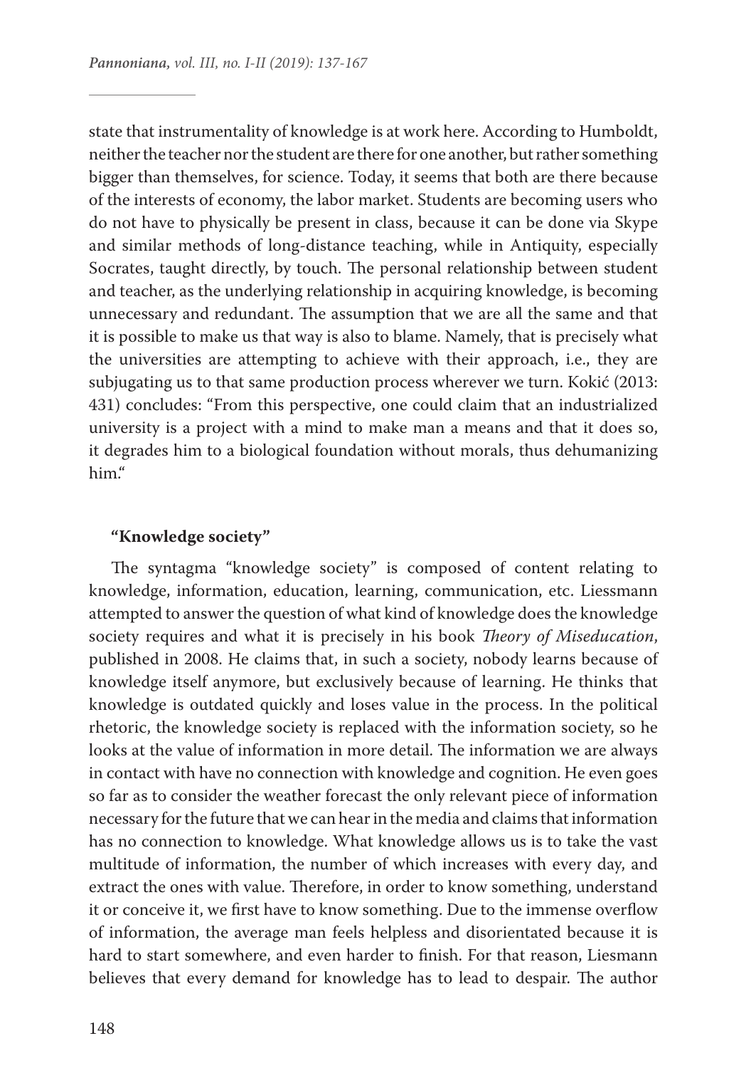state that instrumentality of knowledge is at work here. According to Humboldt, neither the teacher nor the student are there for one another, but rather something bigger than themselves, for science. Today, it seems that both are there because of the interests of economy, the labor market. Students are becoming users who do not have to physically be present in class, because it can be done via Skype and similar methods of long-distance teaching, while in Antiquity, especially Socrates, taught directly, by touch. The personal relationship between student and teacher, as the underlying relationship in acquiring knowledge, is becoming unnecessary and redundant. The assumption that we are all the same and that it is possible to make us that way is also to blame. Namely, that is precisely what the universities are attempting to achieve with their approach, i.e., they are subjugating us to that same production process wherever we turn. Kokić (2013: 431) concludes: "From this perspective, one could claim that an industrialized university is a project with a mind to make man a means and that it does so, it degrades him to a biological foundation without morals, thus dehumanizing him."

### "Knowledge society"

The syntagma "knowledge society" is composed of content relating to knowledge, information, education, learning, communication, etc. Liessmann attempted to answer the question of what kind of knowledge does the knowledge society requires and what it is precisely in his book *Theory of Miseducation*, published in 2008. He claims that, in such a society, nobody learns because of knowledge itself anymore, but exclusively because of learning. He thinks that knowledge is outdated quickly and loses value in the process. In the political rhetoric, the knowledge society is replaced with the information society, so he looks at the value of information in more detail. The information we are always in contact with have no connection with knowledge and cognition. He even goes so far as to consider the weather forecast the only relevant piece of information necessary for the future that we can hear in the media and claims that information has no connection to knowledge. What knowledge allows us is to take the vast multitude of information, the number of which increases with every day, and extract the ones with value. Therefore, in order to know something, understand it or conceive it, we first have to know something. Due to the immense overflow of information, the average man feels helpless and disorientated because it is hard to start somewhere, and even harder to finish. For that reason, Liesmann believes that every demand for knowledge has to lead to despair. The author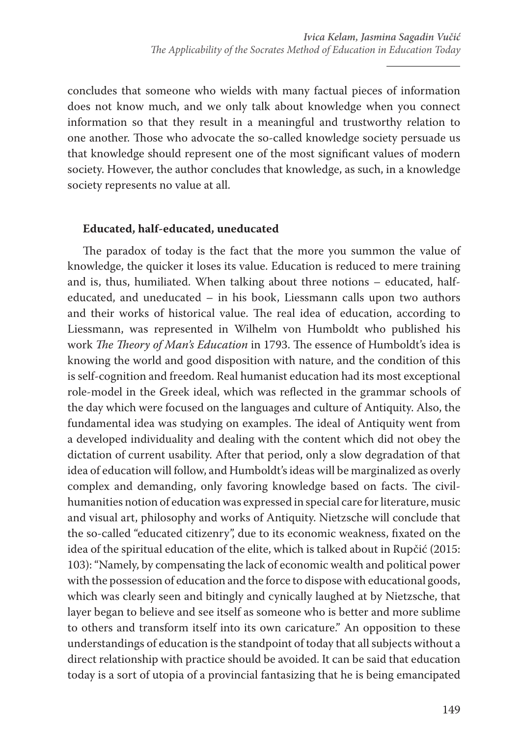concludes that someone who wields with many factual pieces of information does not know much, and we only talk about knowledge when you connect information so that they result in a meaningful and trustworthy relation to one another. Those who advocate the so-called knowledge society persuade us that knowledge should represent one of the most significant values of modern society. However, the author concludes that knowledge, as such, in a knowledge society represents no value at all.

**Educated, half-educated, uneducated**

The paradox of today is the fact that the more you summon the value of knowledge, the quicker it loses its value. Education is reduced to mere training and is, thus, humiliated. When talking about three notions – educated, half-educated, and uneducated – in his book, Liessmann calls upon two authors and their works of historical value. The real idea of education, according to Liessmann, was represented in Wilhelm von Humboldt who published his work *The Theory of Man's Education* in 1793. The essence of Humboldt's idea is knowing the world and good disposition with nature, and the condition of this is self-cognition and freedom. Real humanist education had its most exceptional role-model in the Greek ideal, which was reflected in the grammar schools of the day which were focused on the languages and culture of Antiquity. Also, the fundamental idea was studying on examples. The ideal of Antiquity went from a developed individuality and dealing with the content which did not obey the dictation of current usability. After that period, only a slow degradation of that idea of education will follow, and Humboldt's ideas will be marginalized as overly complex and demanding, only favoring knowledge based on facts. The civil-humanities notion of education was expressed in special care for literature, music and visual art, philosophy and works of Antiquity. Nietzsche will conclude that the so-called "educated citizenry", due to its economic weakness, fixated on the idea of the spiritual education of the elite, which is talked about in Rupčić (2015: 103): "Namely, by compensating the lack of economic wealth and political power with the possession of education and the force to dispose with educational goods, which was clearly seen and bitingly and cynically laughed at by Nietzsche, that layer began to believe and see itself as someone who is better and more sublime to others and transform itself into its own caricature." An opposition to these understandings of education is the standpoint of today that all subjects without a direct relationship with practice should be avoided. It can be said that education today is a sort of utopia of a provincial fantasizing that he is being emancipated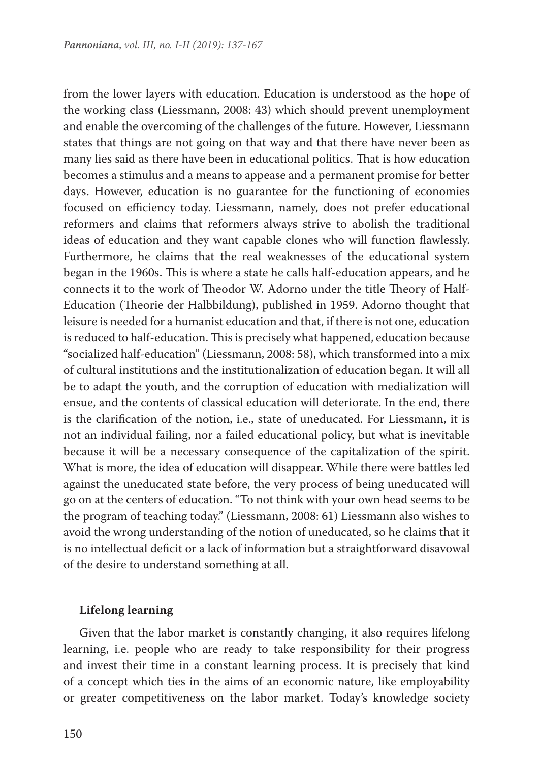from the lower layers with education. Education is understood as the hope of the working class (Liessmann, 2008: 43) which should prevent unemployment and enable the overcoming of the challenges of the future. However, Liessmann states that things are not going on that way and that there have never been as many lies said as there have been in educational politics. That is how education becomes a stimulus and a means to appease and a permanent promise for better days. However, education is no guarantee for the functioning of economies focused on efficiency today. Liessmann, namely, does not prefer educational reformers and claims that reformers always strive to abolish the traditional ideas of education and they want capable clones who will function flawlessly. Furthermore, he claims that the real weaknesses of the educational system began in the 1960s. This is where a state he calls half-education appears, and he connects it to the work of Theodor W. Adorno under the title Theory of Half-Education (Theorie der Halbbildung), published in 1959. Adorno thought that leisure is needed for a humanist education and that, if there is not one, education is reduced to half-education. This is precisely what happened, education because "socialized half-education" (Liessmann, 2008: 58), which transformed into a mix of cultural institutions and the institutionalization of education began. It will all be to adapt the youth, and the corruption of education with medialization will ensue, and the contents of classical education will deteriorate. In the end, there is the clarification of the notion, i.e., state of uneducated. For Liessmann, it is not an individual failing, nor a failed educational policy, but what is inevitable because it will be a necessary consequence of the capitalization of the spirit. What is more, the idea of education will disappear. While there were battles led against the uneducated state before, the very process of being uneducated will go on at the centers of education. "To not think with your own head seems to be the program of teaching today." (Liessmann, 2008: 61) Liessmann also wishes to avoid the wrong understanding of the notion of uneducated, so he claims that it is no intellectual deficit or a lack of information but a straightforward disavowal of the desire to understand something at all.

## Lifelong learning

Given that the labor market is constantly changing, it also requires lifelong learning, i.e. people who are ready to take responsibility for their progress and invest their time in a constant learning process. It is precisely that kind of a concept which ties in the aims of an economic nature, like employability or greater competitiveness on the labor market. Today's knowledge society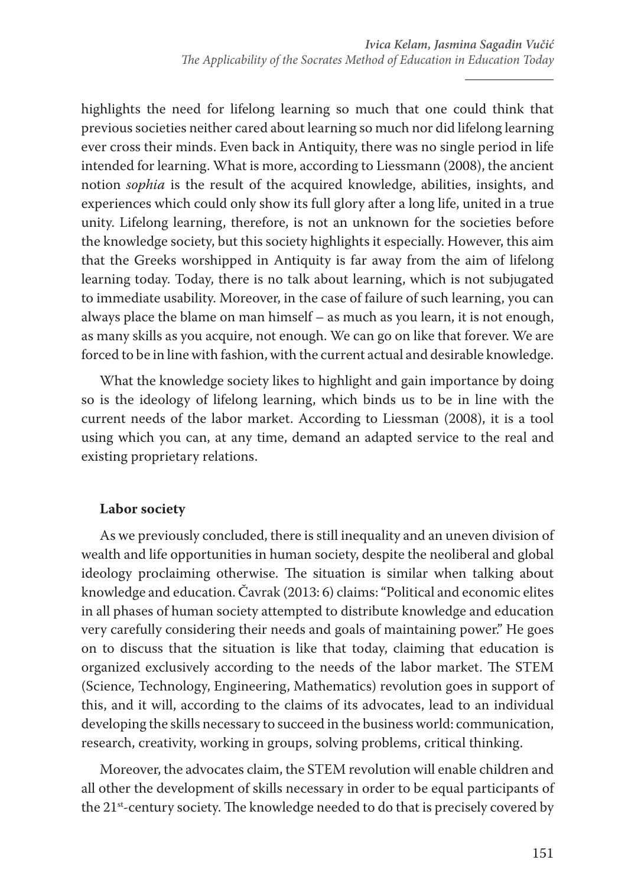highlights the need for lifelong learning so much that one could think that previous societies neither cared about learning so much nor did lifelong learning ever cross their minds. Even back in Antiquity, there was no single period in life intended for learning. What is more, according to Liessmann (2008), the ancient notion *sophia* is the result of the acquired knowledge, abilities, insights, and experiences which could only show its full glory after a long life, united in a true unity. Lifelong learning, therefore, is not an unknown for the societies before the knowledge society, but this society highlights it especially. However, this aim that the Greeks worshipped in Antiquity is far away from the aim of lifelong learning today. Today, there is no talk about learning, which is not subjugated to immediate usability. Moreover, in the case of failure of such learning, you can always place the blame on man himself – as much as you learn, it is not enough, as many skills as you acquire, not enough. We can go on like that forever. We are forced to be in line with fashion, with the current actual and desirable knowledge.

What the knowledge society likes to highlight and gain importance by doing so is the ideology of lifelong learning, which binds us to be in line with the current needs of the labor market. According to Liessman (2008), it is a tool using which you can, at any time, demand an adapted service to the real and existing proprietary relations.

**Labor society**

As we previously concluded, there is still inequality and an uneven division of wealth and life opportunities in human society, despite the neoliberal and global ideology proclaiming otherwise. The situation is similar when talking about knowledge and education. Čavrak (2013: 6) claims: "Political and economic elites in all phases of human society attempted to distribute knowledge and education very carefully considering their needs and goals of maintaining power." He goes on to discuss that the situation is like that today, claiming that education is organized exclusively according to the needs of the labor market. The STEM (Science, Technology, Engineering, Mathematics) revolution goes in support of this, and it will, according to the claims of its advocates, lead to an individual developing the skills necessary to succeed in the business world: communication, research, creativity, working in groups, solving problems, critical thinking.

Moreover, the advocates claim, the STEM revolution will enable children and all other the development of skills necessary in order to be equal participants of the 21st-century society. The knowledge needed to do that is precisely covered by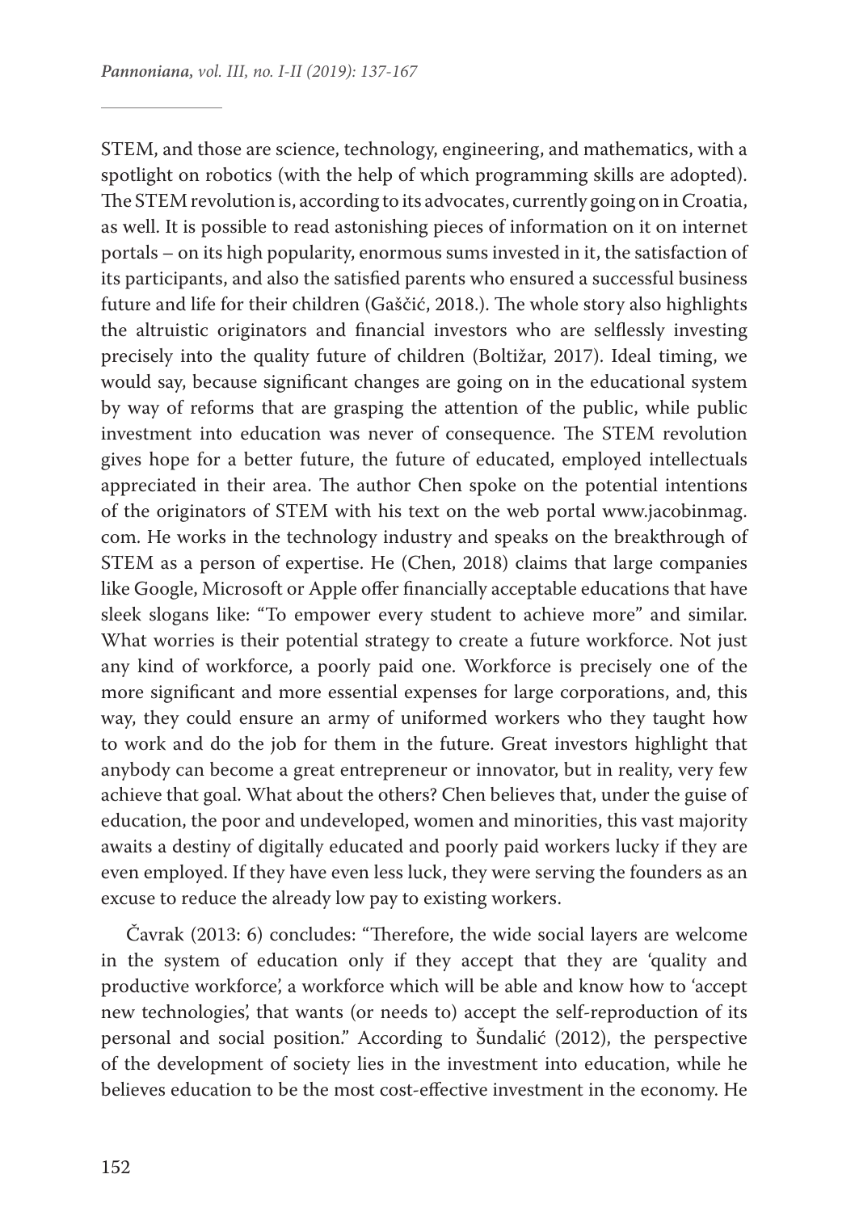STEM, and those are science, technology, engineering, and mathematics, with a spotlight on robotics (with the help of which programming skills are adopted). The STEM revolution is, according to its advocates, currently going on in Croatia, as well. It is possible to read astonishing pieces of information on it on internet portals – on its high popularity, enormous sums invested in it, the satisfaction of its participants, and also the satisfied parents who ensured a successful business future and life for their children (Gaščić, 2018.). The whole story also highlights the altruistic originators and financial investors who are selflessly investing precisely into the quality future of children (Boltižar, 2017). Ideal timing, we would say, because significant changes are going on in the educational system by way of reforms that are grasping the attention of the public, while public investment into education was never of consequence. The STEM revolution gives hope for a better future, the future of educated, employed intellectuals appreciated in their area. The author Chen spoke on the potential intentions of the originators of STEM with his text on the web portal www.jacobinmag.com. He works in the technology industry and speaks on the breakthrough of STEM as a person of expertise. He (Chen, 2018) claims that large companies like Google, Microsoft or Apple offer financially acceptable educations that have sleek slogans like: "To empower every student to achieve more" and similar. What worries is their potential strategy to create a future workforce. Not just any kind of workforce, a poorly paid one. Workforce is precisely one of the more significant and more essential expenses for large corporations, and, this way, they could ensure an army of uniformed workers who they taught how to work and do the job for them in the future. Great investors highlight that anybody can become a great entrepreneur or innovator, but in reality, very few achieve that goal. What about the others? Chen believes that, under the guise of education, the poor and undeveloped, women and minorities, this vast majority awaits a destiny of digitally educated and poorly paid workers lucky if they are even employed. If they have even less luck, they were serving the founders as an excuse to reduce the already low pay to existing workers.

Čavrak (2013: 6) concludes: "Therefore, the wide social layers are welcome in the system of education only if they accept that they are 'quality and productive workforce', a workforce which will be able and know how to 'accept new technologies', that wants (or needs to) accept the self-reproduction of its personal and social position." According to Šundalić (2012), the perspective of the development of society lies in the investment into education, while he believes education to be the most cost-effective investment in the economy. He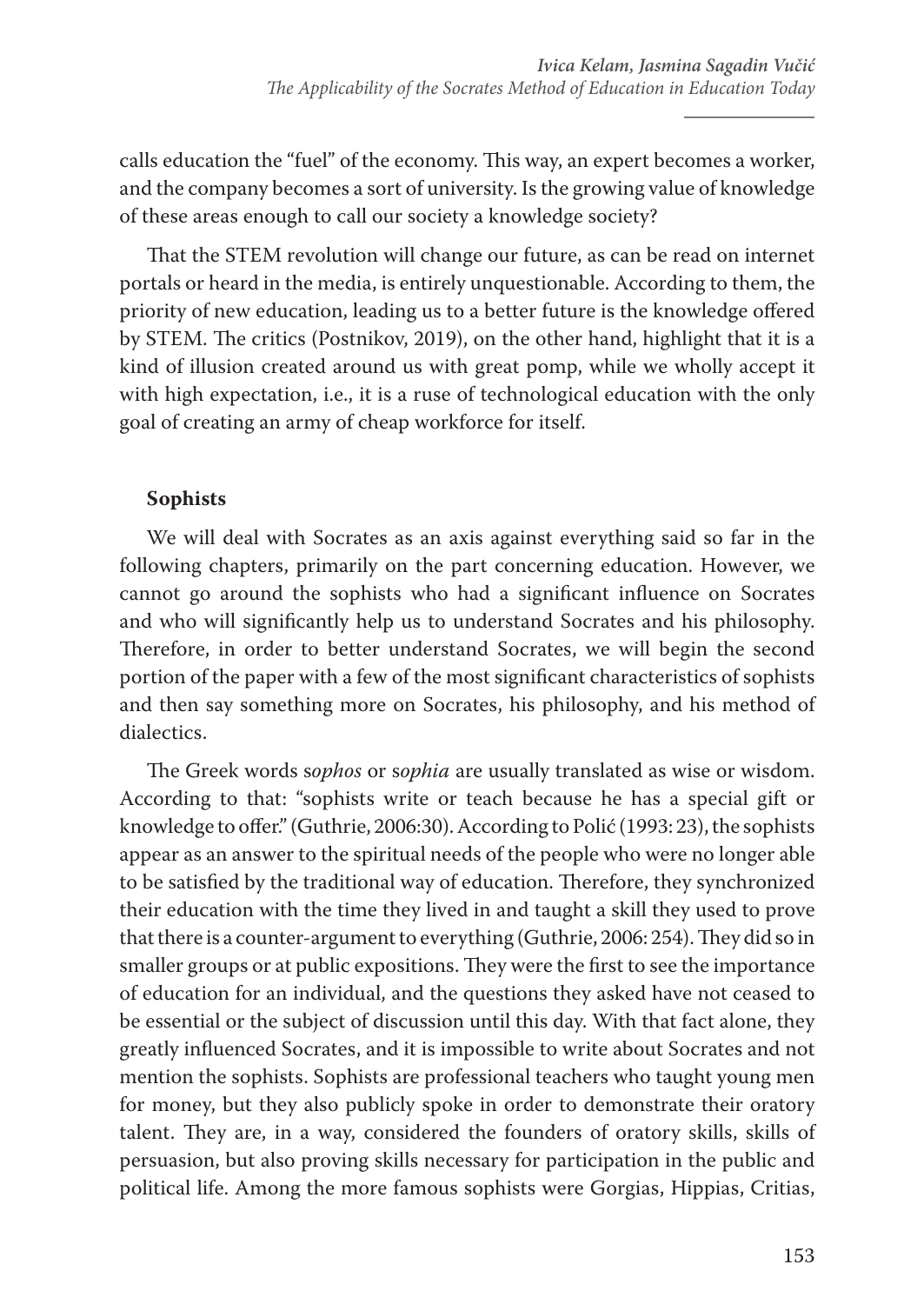calls education the "fuel" of the economy. This way, an expert becomes a worker, and the company becomes a sort of university. Is the growing value of knowledge of these areas enough to call our society a knowledge society?

That the STEM revolution will change our future, as can be read on internet portals or heard in the media, is entirely unquestionable. According to them, the priority of new education, leading us to a better future is the knowledge offered by STEM. The critics (Postnikov, 2019), on the other hand, highlight that it is a kind of illusion created around us with great pomp, while we wholly accept it with high expectation, i.e., it is a ruse of technological education with the only goal of creating an army of cheap workforce for itself.

## Sophists

We will deal with Socrates as an axis against everything said so far in the following chapters, primarily on the part concerning education. However, we cannot go around the sophists who had a significant influence on Socrates and who will significantly help us to understand Socrates and his philosophy. Therefore, in order to better understand Socrates, we will begin the second portion of the paper with a few of the most significant characteristics of sophists and then say something more on Socrates, his philosophy, and his method of dialectics.

The Greek words s*ophos* or s*ophia* are usually translated as wise or wisdom. According to that: "sophists write or teach because he has a special gift or knowledge to offer." (Guthrie, 2006:30). According to Polić (1993: 23), the sophists appear as an answer to the spiritual needs of the people who were no longer able to be satisfied by the traditional way of education. Therefore, they synchronized their education with the time they lived in and taught a skill they used to prove that there is a counter-argument to everything (Guthrie, 2006: 254). They did so in smaller groups or at public expositions. They were the first to see the importance of education for an individual, and the questions they asked have not ceased to be essential or the subject of discussion until this day. With that fact alone, they greatly influenced Socrates, and it is impossible to write about Socrates and not mention the sophists. Sophists are professional teachers who taught young men for money, but they also publicly spoke in order to demonstrate their oratory talent. They are, in a way, considered the founders of oratory skills, skills of persuasion, but also proving skills necessary for participation in the public and political life. Among the more famous sophists were Gorgias, Hippias, Critias,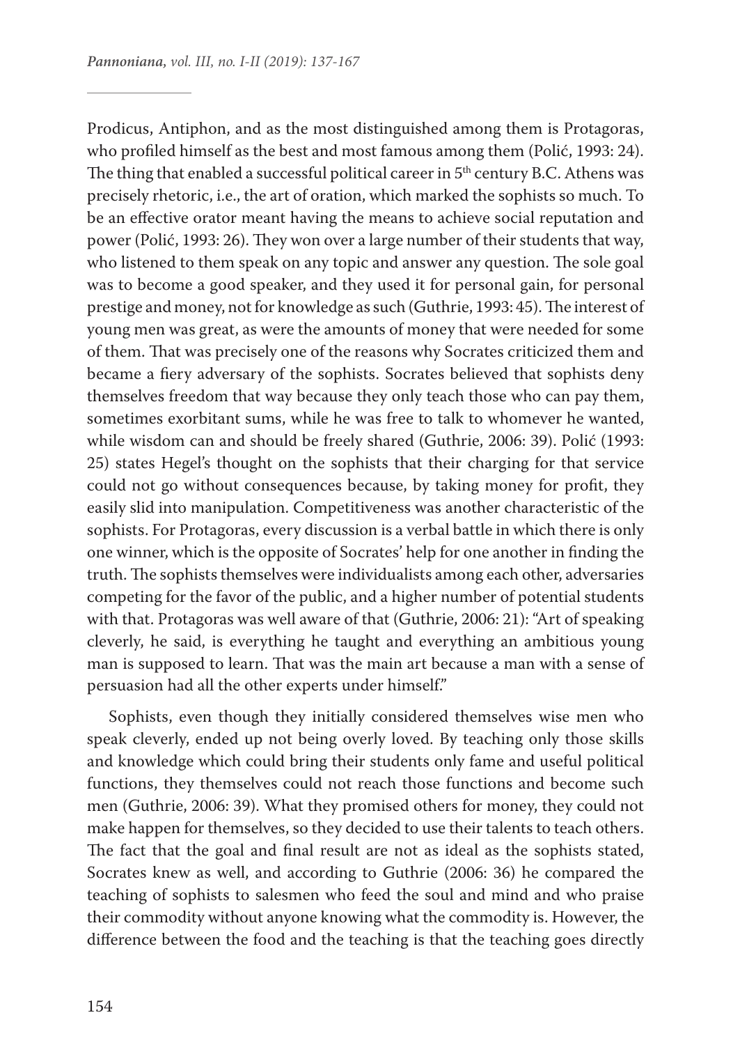Prodicus, Antiphon, and as the most distinguished among them is Protagoras, who profiled himself as the best and most famous among them (Polić, 1993: 24). The thing that enabled a successful political career in 5th century B.C. Athens was precisely rhetoric, i.e., the art of oration, which marked the sophists so much. To be an effective orator meant having the means to achieve social reputation and power (Polić, 1993: 26). They won over a large number of their students that way, who listened to them speak on any topic and answer any question. The sole goal was to become a good speaker, and they used it for personal gain, for personal prestige and money, not for knowledge as such (Guthrie, 1993: 45). The interest of young men was great, as were the amounts of money that were needed for some of them. That was precisely one of the reasons why Socrates criticized them and became a fiery adversary of the sophists. Socrates believed that sophists deny themselves freedom that way because they only teach those who can pay them, sometimes exorbitant sums, while he was free to talk to whomever he wanted, while wisdom can and should be freely shared (Guthrie, 2006: 39). Polić (1993: 25) states Hegel's thought on the sophists that their charging for that service could not go without consequences because, by taking money for profit, they easily slid into manipulation. Competitiveness was another characteristic of the sophists. For Protagoras, every discussion is a verbal battle in which there is only one winner, which is the opposite of Socrates' help for one another in finding the truth. The sophists themselves were individualists among each other, adversaries competing for the favor of the public, and a higher number of potential students with that. Protagoras was well aware of that (Guthrie, 2006: 21): "Art of speaking cleverly, he said, is everything he taught and everything an ambitious young man is supposed to learn. That was the main art because a man with a sense of persuasion had all the other experts under himself."

Sophists, even though they initially considered themselves wise men who speak cleverly, ended up not being overly loved. By teaching only those skills and knowledge which could bring their students only fame and useful political functions, they themselves could not reach those functions and become such men (Guthrie, 2006: 39). What they promised others for money, they could not make happen for themselves, so they decided to use their talents to teach others. The fact that the goal and final result are not as ideal as the sophists stated, Socrates knew as well, and according to Guthrie (2006: 36) he compared the teaching of sophists to salesmen who feed the soul and mind and who praise their commodity without anyone knowing what the commodity is. However, the difference between the food and the teaching is that the teaching goes directly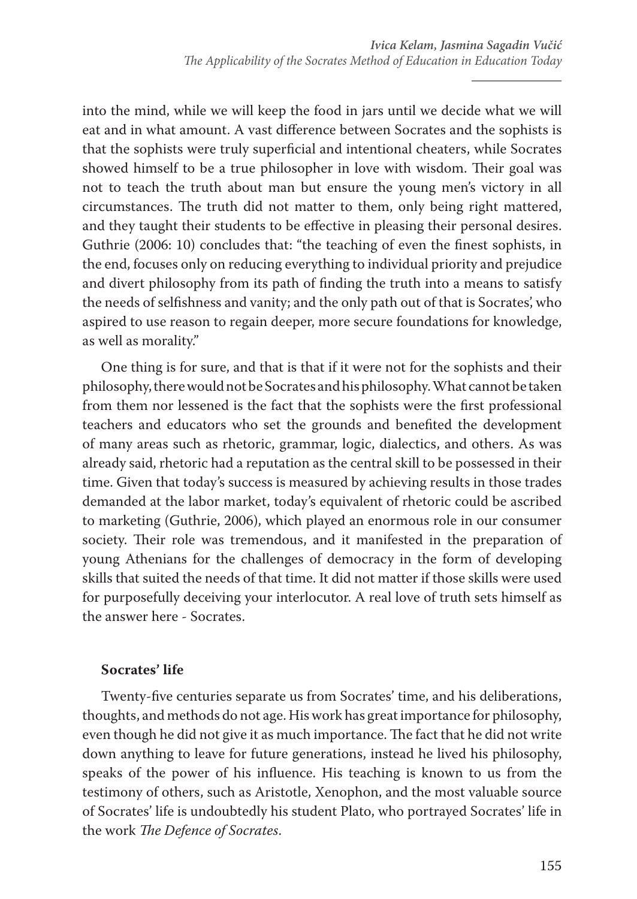into the mind, while we will keep the food in jars until we decide what we will eat and in what amount. A vast difference between Socrates and the sophists is that the sophists were truly superficial and intentional cheaters, while Socrates showed himself to be a true philosopher in love with wisdom. Their goal was not to teach the truth about man but ensure the young men's victory in all circumstances. The truth did not matter to them, only being right mattered, and they taught their students to be effective in pleasing their personal desires. Guthrie (2006: 10) concludes that: "the teaching of even the finest sophists, in the end, focuses only on reducing everything to individual priority and prejudice and divert philosophy from its path of finding the truth into a means to satisfy the needs of selfishness and vanity; and the only path out of that is Socrates', who aspired to use reason to regain deeper, more secure foundations for knowledge, as well as morality."

One thing is for sure, and that is that if it were not for the sophists and their philosophy, there would not be Socrates and his philosophy. What cannot be taken from them nor lessened is the fact that the sophists were the first professional teachers and educators who set the grounds and benefited the development of many areas such as rhetoric, grammar, logic, dialectics, and others. As was already said, rhetoric had a reputation as the central skill to be possessed in their time. Given that today's success is measured by achieving results in those trades demanded at the labor market, today's equivalent of rhetoric could be ascribed to marketing (Guthrie, 2006), which played an enormous role in our consumer society. Their role was tremendous, and it manifested in the preparation of young Athenians for the challenges of democracy in the form of developing skills that suited the needs of that time. It did not matter if those skills were used for purposefully deceiving your interlocutor. A real love of truth sets himself as the answer here - Socrates.

## Socrates' life

Twenty-five centuries separate us from Socrates' time, and his deliberations, thoughts, and methods do not age. His work has great importance for philosophy, even though he did not give it as much importance. The fact that he did not write down anything to leave for future generations, instead he lived his philosophy, speaks of the power of his influence. His teaching is known to us from the testimony of others, such as Aristotle, Xenophon, and the most valuable source of Socrates' life is undoubtedly his student Plato, who portrayed Socrates' life in the work *The Defence of Socrates*.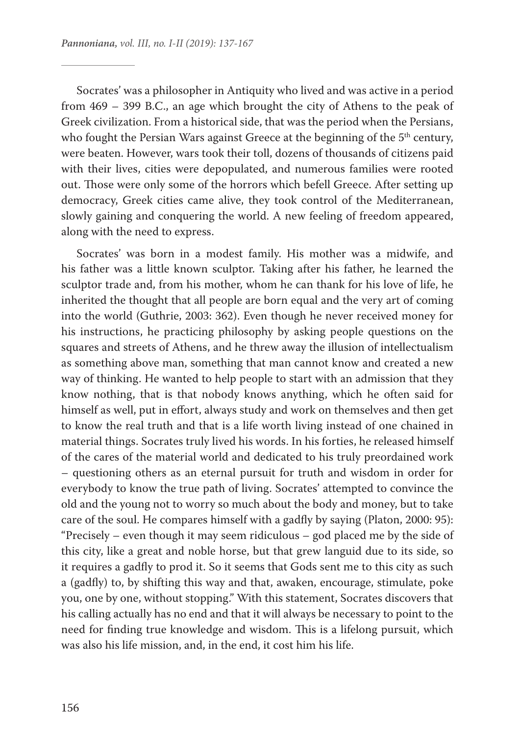Socrates' was a philosopher in Antiquity who lived and was active in a period from 469 – 399 B.C., an age which brought the city of Athens to the peak of Greek civilization. From a historical side, that was the period when the Persians, who fought the Persian Wars against Greece at the beginning of the 5th century, were beaten. However, wars took their toll, dozens of thousands of citizens paid with their lives, cities were depopulated, and numerous families were rooted out. Those were only some of the horrors which befell Greece. After setting up democracy, Greek cities came alive, they took control of the Mediterranean, slowly gaining and conquering the world. A new feeling of freedom appeared, along with the need to express.

Socrates' was born in a modest family. His mother was a midwife, and his father was a little known sculptor. Taking after his father, he learned the sculptor trade and, from his mother, whom he can thank for his love of life, he inherited the thought that all people are born equal and the very art of coming into the world (Guthrie, 2003: 362). Even though he never received money for his instructions, he practicing philosophy by asking people questions on the squares and streets of Athens, and he threw away the illusion of intellectualism as something above man, something that man cannot know and created a new way of thinking. He wanted to help people to start with an admission that they know nothing, that is that nobody knows anything, which he often said for himself as well, put in effort, always study and work on themselves and then get to know the real truth and that is a life worth living instead of one chained in material things. Socrates truly lived his words. In his forties, he released himself of the cares of the material world and dedicated to his truly preordained work – questioning others as an eternal pursuit for truth and wisdom in order for everybody to know the true path of living. Socrates' attempted to convince the old and the young not to worry so much about the body and money, but to take care of the soul. He compares himself with a gadfly by saying (Platon, 2000: 95): "Precisely – even though it may seem ridiculous – god placed me by the side of this city, like a great and noble horse, but that grew languid due to its side, so it requires a gadfly to prod it. So it seems that Gods sent me to this city as such a (gadfly) to, by shifting this way and that, awaken, encourage, stimulate, poke you, one by one, without stopping." With this statement, Socrates discovers that his calling actually has no end and that it will always be necessary to point to the need for finding true knowledge and wisdom. This is a lifelong pursuit, which was also his life mission, and, in the end, it cost him his life.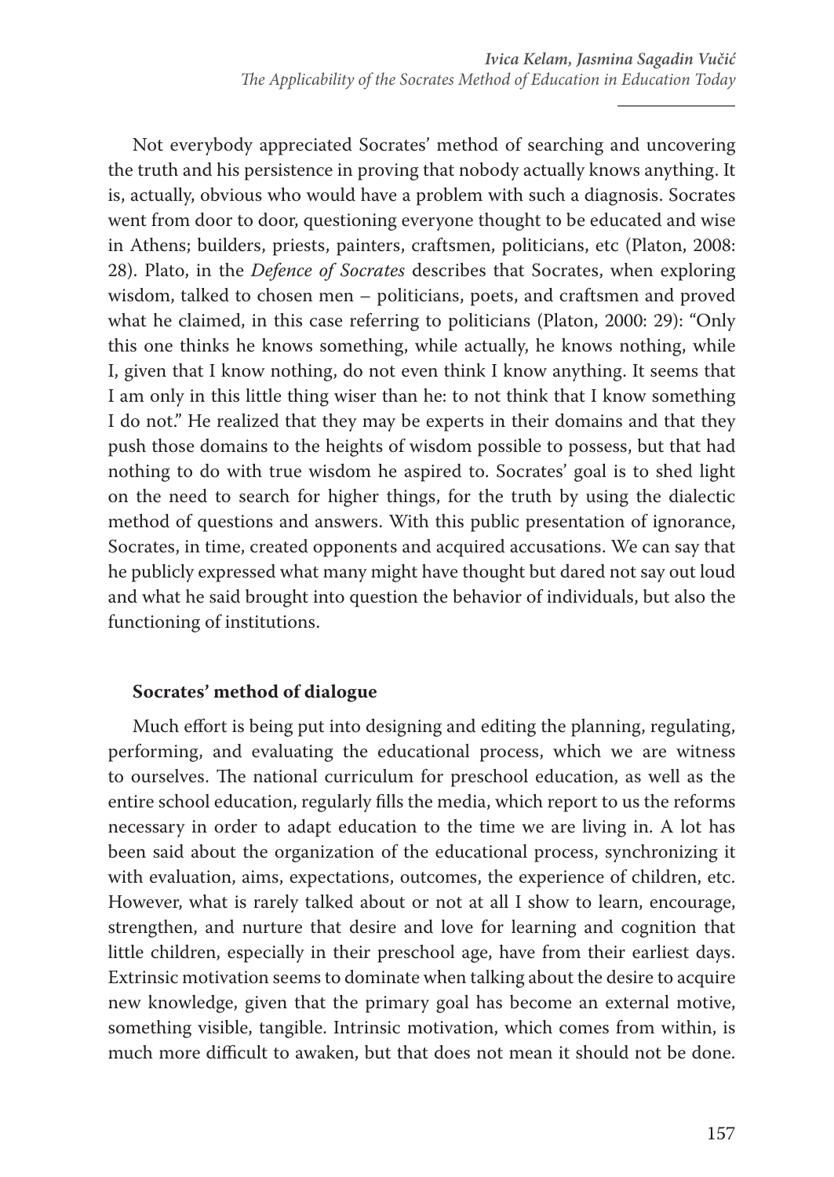Not everybody appreciated Socrates' method of searching and uncovering the truth and his persistence in proving that nobody actually knows anything. It is, actually, obvious who would have a problem with such a diagnosis. Socrates went from door to door, questioning everyone thought to be educated and wise in Athens; builders, priests, painters, craftsmen, politicians, etc (Platon, 2008: 28). Plato, in the *Defence of Socrates* describes that Socrates, when exploring wisdom, talked to chosen men – politicians, poets, and craftsmen and proved what he claimed, in this case referring to politicians (Platon, 2000: 29): "Only this one thinks he knows something, while actually, he knows nothing, while I, given that I know nothing, do not even think I know anything. It seems that I am only in this little thing wiser than he: to not think that I know something I do not." He realized that they may be experts in their domains and that they push those domains to the heights of wisdom possible to possess, but that had nothing to do with true wisdom he aspired to. Socrates' goal is to shed light on the need to search for higher things, for the truth by using the dialectic method of questions and answers. With this public presentation of ignorance, Socrates, in time, created opponents and acquired accusations. We can say that he publicly expressed what many might have thought but dared not say out loud and what he said brought into question the behavior of individuals, but also the functioning of institutions.

## Socrates' method of dialogue

Much effort is being put into designing and editing the planning, regulating, performing, and evaluating the educational process, which we are witness to ourselves. The national curriculum for preschool education, as well as the entire school education, regularly fills the media, which report to us the reforms necessary in order to adapt education to the time we are living in. A lot has been said about the organization of the educational process, synchronizing it with evaluation, aims, expectations, outcomes, the experience of children, etc. However, what is rarely talked about or not at all I show to learn, encourage, strengthen, and nurture that desire and love for learning and cognition that little children, especially in their preschool age, have from their earliest days. Extrinsic motivation seems to dominate when talking about the desire to acquire new knowledge, given that the primary goal has become an external motive, something visible, tangible. Intrinsic motivation, which comes from within, is much more difficult to awaken, but that does not mean it should not be done.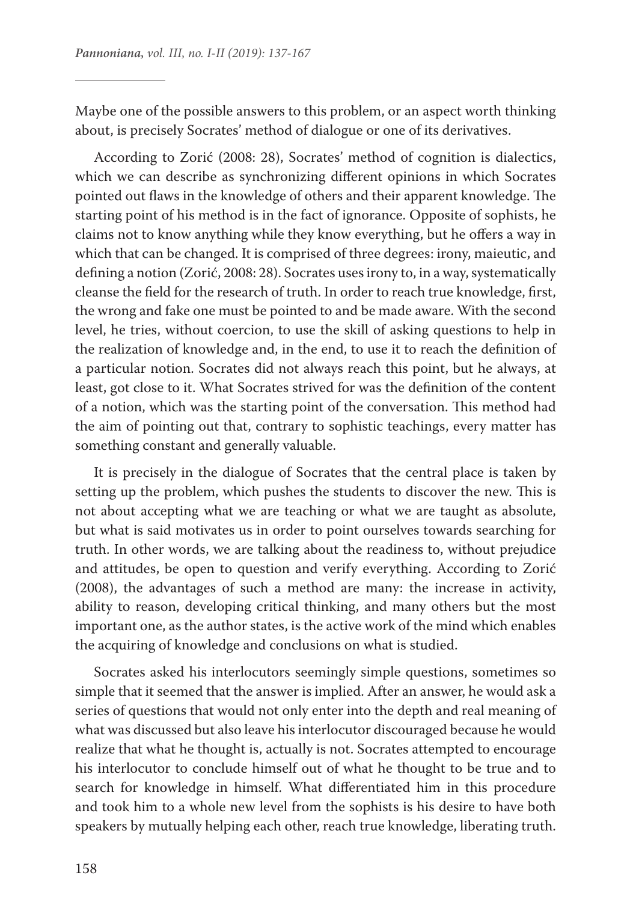Maybe one of the possible answers to this problem, or an aspect worth thinking about, is precisely Socrates' method of dialogue or one of its derivatives.

According to Zorić (2008: 28), Socrates' method of cognition is dialectics, which we can describe as synchronizing different opinions in which Socrates pointed out flaws in the knowledge of others and their apparent knowledge. The starting point of his method is in the fact of ignorance. Opposite of sophists, he claims not to know anything while they know everything, but he offers a way in which that can be changed. It is comprised of three degrees: irony, maieutic, and defining a notion (Zorić, 2008: 28). Socrates uses irony to, in a way, systematically cleanse the field for the research of truth. In order to reach true knowledge, first, the wrong and fake one must be pointed to and be made aware. With the second level, he tries, without coercion, to use the skill of asking questions to help in the realization of knowledge and, in the end, to use it to reach the definition of a particular notion. Socrates did not always reach this point, but he always, at least, got close to it. What Socrates strived for was the definition of the content of a notion, which was the starting point of the conversation. This method had the aim of pointing out that, contrary to sophistic teachings, every matter has something constant and generally valuable.

It is precisely in the dialogue of Socrates that the central place is taken by setting up the problem, which pushes the students to discover the new. This is not about accepting what we are teaching or what we are taught as absolute, but what is said motivates us in order to point ourselves towards searching for truth. In other words, we are talking about the readiness to, without prejudice and attitudes, be open to question and verify everything. According to Zorić (2008), the advantages of such a method are many: the increase in activity, ability to reason, developing critical thinking, and many others but the most important one, as the author states, is the active work of the mind which enables the acquiring of knowledge and conclusions on what is studied.

Socrates asked his interlocutors seemingly simple questions, sometimes so simple that it seemed that the answer is implied. After an answer, he would ask a series of questions that would not only enter into the depth and real meaning of what was discussed but also leave his interlocutor discouraged because he would realize that what he thought is, actually is not. Socrates attempted to encourage his interlocutor to conclude himself out of what he thought to be true and to search for knowledge in himself. What differentiated him in this procedure and took him to a whole new level from the sophists is his desire to have both speakers by mutually helping each other, reach true knowledge, liberating truth.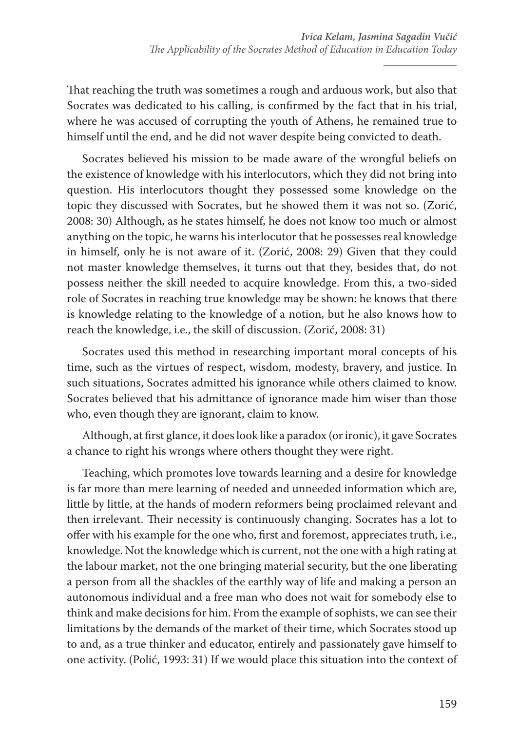That reaching the truth was sometimes a rough and arduous work, but also that Socrates was dedicated to his calling, is confirmed by the fact that in his trial, where he was accused of corrupting the youth of Athens, he remained true to himself until the end, and he did not waver despite being convicted to death.

Socrates believed his mission to be made aware of the wrongful beliefs on the existence of knowledge with his interlocutors, which they did not bring into question. His interlocutors thought they possessed some knowledge on the topic they discussed with Socrates, but he showed them it was not so. (Zorić, 2008: 30) Although, as he states himself, he does not know too much or almost anything on the topic, he warns his interlocutor that he possesses real knowledge in himself, only he is not aware of it. (Zorić, 2008: 29) Given that they could not master knowledge themselves, it turns out that they, besides that, do not possess neither the skill needed to acquire knowledge. From this, a two-sided role of Socrates in reaching true knowledge may be shown: he knows that there is knowledge relating to the knowledge of a notion, but he also knows how to reach the knowledge, i.e., the skill of discussion. (Zorić, 2008: 31)

Socrates used this method in researching important moral concepts of his time, such as the virtues of respect, wisdom, modesty, bravery, and justice. In such situations, Socrates admitted his ignorance while others claimed to know. Socrates believed that his admittance of ignorance made him wiser than those who, even though they are ignorant, claim to know.

Although, at first glance, it does look like a paradox (or ironic), it gave Socrates a chance to right his wrongs where others thought they were right.

Teaching, which promotes love towards learning and a desire for knowledge is far more than mere learning of needed and unneeded information which are, little by little, at the hands of modern reformers being proclaimed relevant and then irrelevant. Their necessity is continuously changing. Socrates has a lot to offer with his example for the one who, first and foremost, appreciates truth, i.e., knowledge. Not the knowledge which is current, not the one with a high rating at the labour market, not the one bringing material security, but the one liberating a person from all the shackles of the earthly way of life and making a person an autonomous individual and a free man who does not wait for somebody else to think and make decisions for him. From the example of sophists, we can see their limitations by the demands of the market of their time, which Socrates stood up to and, as a true thinker and educator, entirely and passionately gave himself to one activity. (Polić, 1993: 31) If we would place this situation into the context of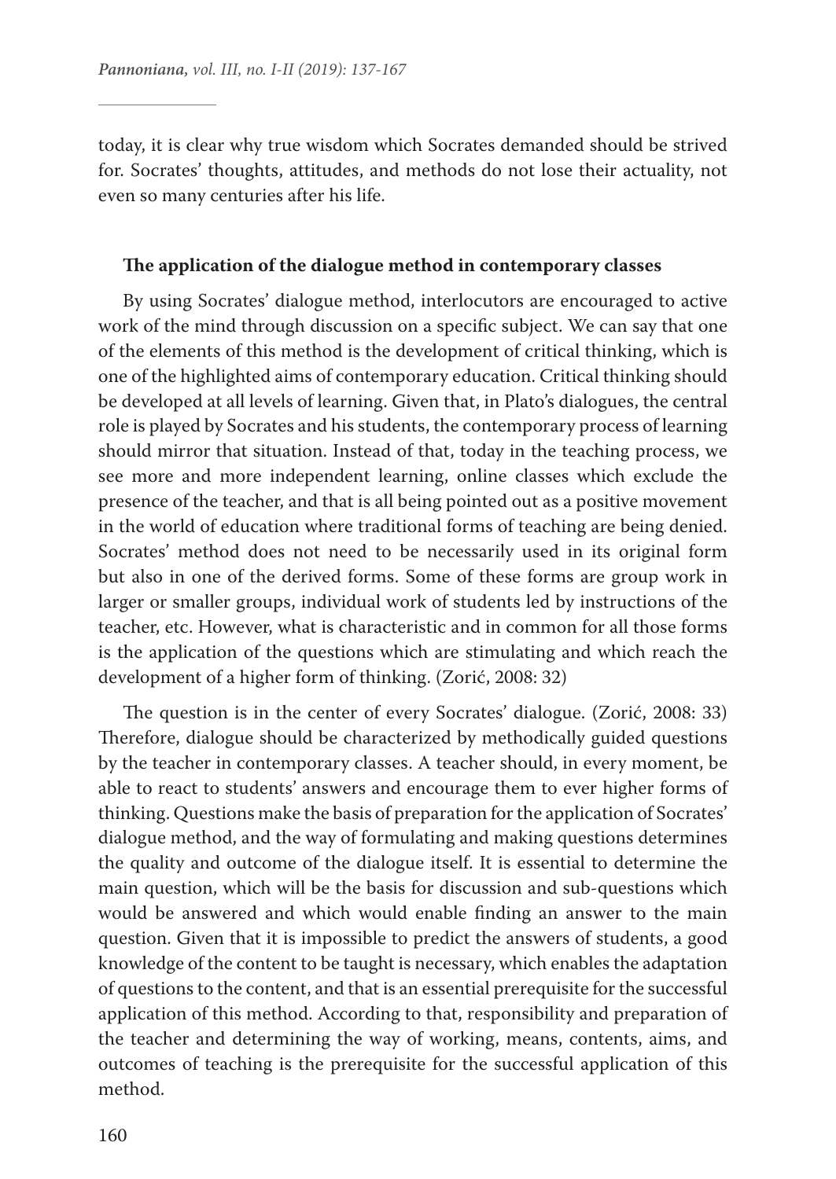today, it is clear why true wisdom which Socrates demanded should be strived for. Socrates' thoughts, attitudes, and methods do not lose their actuality, not even so many centuries after his life.

**The application of the dialogue method in contemporary classes**

By using Socrates' dialogue method, interlocutors are encouraged to active work of the mind through discussion on a specific subject. We can say that one of the elements of this method is the development of critical thinking, which is one of the highlighted aims of contemporary education. Critical thinking should be developed at all levels of learning. Given that, in Plato's dialogues, the central role is played by Socrates and his students, the contemporary process of learning should mirror that situation. Instead of that, today in the teaching process, we see more and more independent learning, online classes which exclude the presence of the teacher, and that is all being pointed out as a positive movement in the world of education where traditional forms of teaching are being denied. Socrates' method does not need to be necessarily used in its original form but also in one of the derived forms. Some of these forms are group work in larger or smaller groups, individual work of students led by instructions of the teacher, etc. However, what is characteristic and in common for all those forms is the application of the questions which are stimulating and which reach the development of a higher form of thinking. (Zorić, 2008: 32)

The question is in the center of every Socrates' dialogue. (Zorić, 2008: 33) Therefore, dialogue should be characterized by methodically guided questions by the teacher in contemporary classes. A teacher should, in every moment, be able to react to students' answers and encourage them to ever higher forms of thinking. Questions make the basis of preparation for the application of Socrates' dialogue method, and the way of formulating and making questions determines the quality and outcome of the dialogue itself. It is essential to determine the main question, which will be the basis for discussion and sub-questions which would be answered and which would enable finding an answer to the main question. Given that it is impossible to predict the answers of students, a good knowledge of the content to be taught is necessary, which enables the adaptation of questions to the content, and that is an essential prerequisite for the successful application of this method. According to that, responsibility and preparation of the teacher and determining the way of working, means, contents, aims, and outcomes of teaching is the prerequisite for the successful application of this method.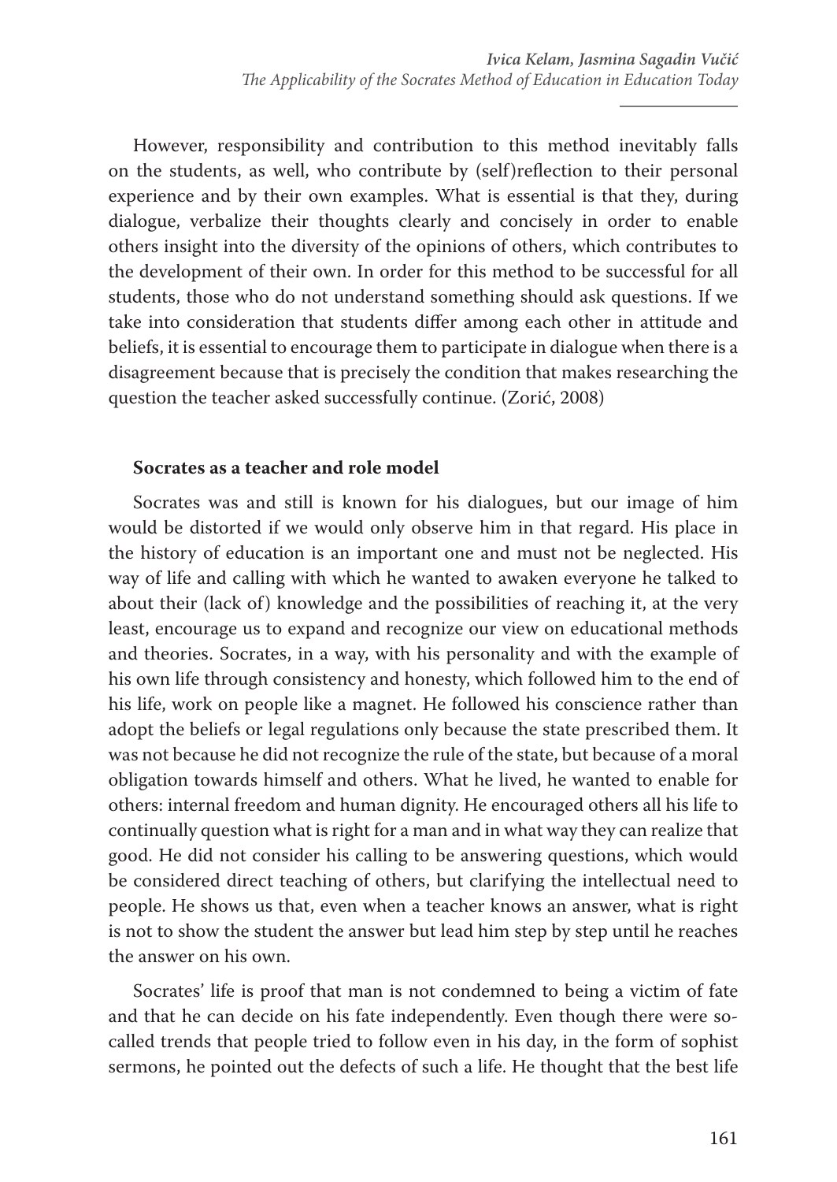However, responsibility and contribution to this method inevitably falls on the students, as well, who contribute by (self)reflection to their personal experience and by their own examples. What is essential is that they, during dialogue, verbalize their thoughts clearly and concisely in order to enable others insight into the diversity of the opinions of others, which contributes to the development of their own. In order for this method to be successful for all students, those who do not understand something should ask questions. If we take into consideration that students differ among each other in attitude and beliefs, it is essential to encourage them to participate in dialogue when there is a disagreement because that is precisely the condition that makes researching the question the teacher asked successfully continue. (Zorić, 2008)

**Socrates as a teacher and role model**

Socrates was and still is known for his dialogues, but our image of him would be distorted if we would only observe him in that regard. His place in the history of education is an important one and must not be neglected. His way of life and calling with which he wanted to awaken everyone he talked to about their (lack of) knowledge and the possibilities of reaching it, at the very least, encourage us to expand and recognize our view on educational methods and theories. Socrates, in a way, with his personality and with the example of his own life through consistency and honesty, which followed him to the end of his life, work on people like a magnet. He followed his conscience rather than adopt the beliefs or legal regulations only because the state prescribed them. It was not because he did not recognize the rule of the state, but because of a moral obligation towards himself and others. What he lived, he wanted to enable for others: internal freedom and human dignity. He encouraged others all his life to continually question what is right for a man and in what way they can realize that good. He did not consider his calling to be answering questions, which would be considered direct teaching of others, but clarifying the intellectual need to people. He shows us that, even when a teacher knows an answer, what is right is not to show the student the answer but lead him step by step until he reaches the answer on his own.

Socrates' life is proof that man is not condemned to being a victim of fate and that he can decide on his fate independently. Even though there were so-called trends that people tried to follow even in his day, in the form of sophist sermons, he pointed out the defects of such a life. He thought that the best life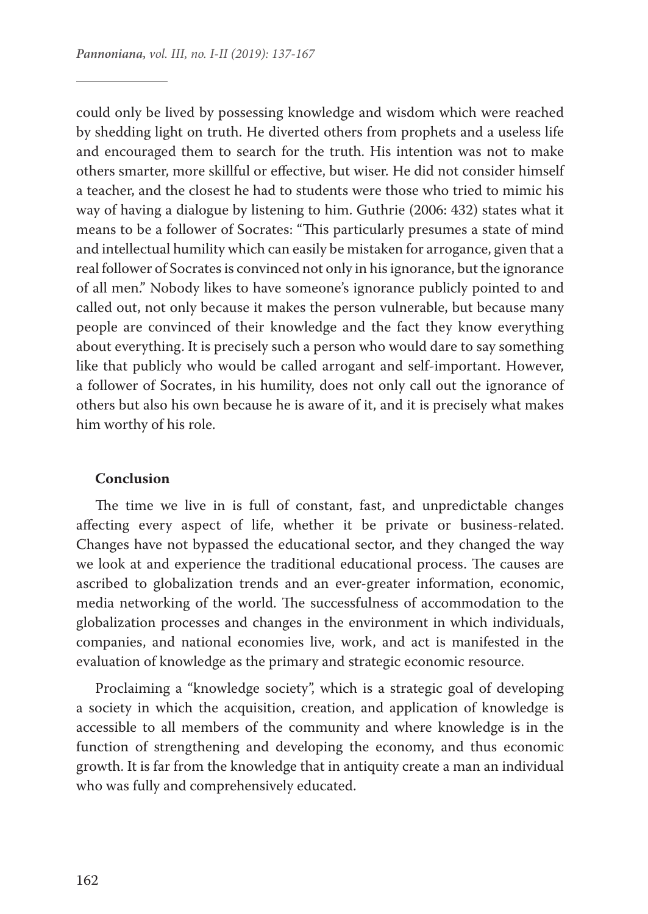could only be lived by possessing knowledge and wisdom which were reached by shedding light on truth. He diverted others from prophets and a useless life and encouraged them to search for the truth. His intention was not to make others smarter, more skillful or effective, but wiser. He did not consider himself a teacher, and the closest he had to students were those who tried to mimic his way of having a dialogue by listening to him. Guthrie (2006: 432) states what it means to be a follower of Socrates: "This particularly presumes a state of mind and intellectual humility which can easily be mistaken for arrogance, given that a real follower of Socrates is convinced not only in his ignorance, but the ignorance of all men." Nobody likes to have someone's ignorance publicly pointed to and called out, not only because it makes the person vulnerable, but because many people are convinced of their knowledge and the fact they know everything about everything. It is precisely such a person who would dare to say something like that publicly who would be called arrogant and self-important. However, a follower of Socrates, in his humility, does not only call out the ignorance of others but also his own because he is aware of it, and it is precisely what makes him worthy of his role.

## Conclusion

The time we live in is full of constant, fast, and unpredictable changes affecting every aspect of life, whether it be private or business-related. Changes have not bypassed the educational sector, and they changed the way we look at and experience the traditional educational process. The causes are ascribed to globalization trends and an ever-greater information, economic, media networking of the world. The successfulness of accommodation to the globalization processes and changes in the environment in which individuals, companies, and national economies live, work, and act is manifested in the evaluation of knowledge as the primary and strategic economic resource.

Proclaiming a "knowledge society", which is a strategic goal of developing a society in which the acquisition, creation, and application of knowledge is accessible to all members of the community and where knowledge is in the function of strengthening and developing the economy, and thus economic growth. It is far from the knowledge that in antiquity create a man an individual who was fully and comprehensively educated.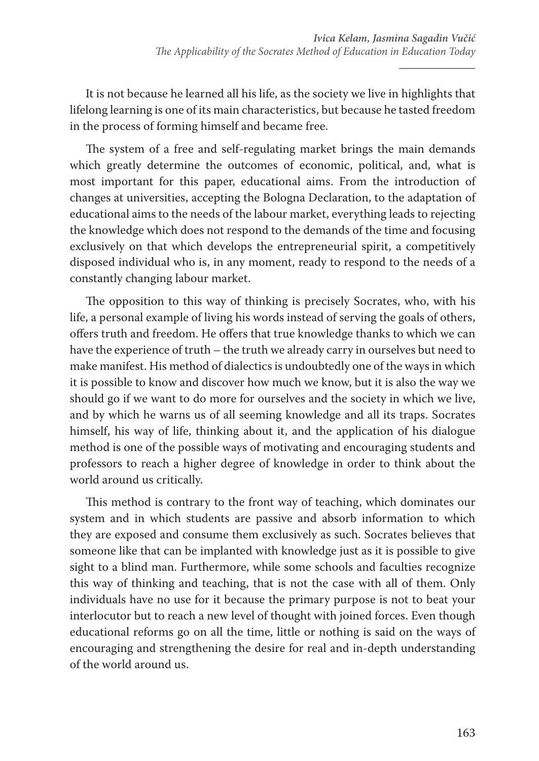It is not because he learned all his life, as the society we live in highlights that lifelong learning is one of its main characteristics, but because he tasted freedom in the process of forming himself and became free.

The system of a free and self-regulating market brings the main demands which greatly determine the outcomes of economic, political, and, what is most important for this paper, educational aims. From the introduction of changes at universities, accepting the Bologna Declaration, to the adaptation of educational aims to the needs of the labour market, everything leads to rejecting the knowledge which does not respond to the demands of the time and focusing exclusively on that which develops the entrepreneurial spirit, a competitively disposed individual who is, in any moment, ready to respond to the needs of a constantly changing labour market.

The opposition to this way of thinking is precisely Socrates, who, with his life, a personal example of living his words instead of serving the goals of others, offers truth and freedom. He offers that true knowledge thanks to which we can have the experience of truth – the truth we already carry in ourselves but need to make manifest. His method of dialectics is undoubtedly one of the ways in which it is possible to know and discover how much we know, but it is also the way we should go if we want to do more for ourselves and the society in which we live, and by which he warns us of all seeming knowledge and all its traps. Socrates himself, his way of life, thinking about it, and the application of his dialogue method is one of the possible ways of motivating and encouraging students and professors to reach a higher degree of knowledge in order to think about the world around us critically.

This method is contrary to the front way of teaching, which dominates our system and in which students are passive and absorb information to which they are exposed and consume them exclusively as such. Socrates believes that someone like that can be implanted with knowledge just as it is possible to give sight to a blind man. Furthermore, while some schools and faculties recognize this way of thinking and teaching, that is not the case with all of them. Only individuals have no use for it because the primary purpose is not to beat your interlocutor but to reach a new level of thought with joined forces. Even though educational reforms go on all the time, little or nothing is said on the ways of encouraging and strengthening the desire for real and in-depth understanding of the world around us.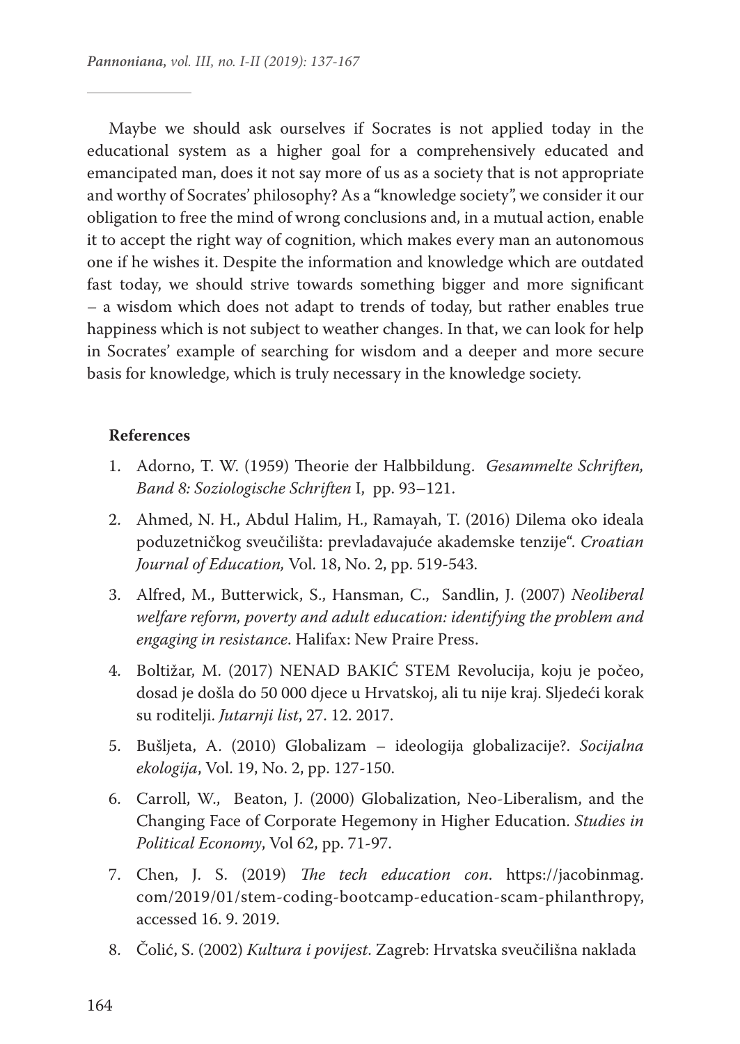Maybe we should ask ourselves if Socrates is not applied today in the educational system as a higher goal for a comprehensively educated and emancipated man, does it not say more of us as a society that is not appropriate and worthy of Socrates' philosophy? As a "knowledge society", we consider it our obligation to free the mind of wrong conclusions and, in a mutual action, enable it to accept the right way of cognition, which makes every man an autonomous one if he wishes it. Despite the information and knowledge which are outdated fast today, we should strive towards something bigger and more significant – a wisdom which does not adapt to trends of today, but rather enables true happiness which is not subject to weather changes. In that, we can look for help in Socrates' example of searching for wisdom and a deeper and more secure basis for knowledge, which is truly necessary in the knowledge society.

**References**

1. Adorno, T. W. (1959) Theorie der Halbbildung. *Gesammelte Schriften, Band 8: Soziologische Schriften* I, pp. 93–121.
2. Ahmed, N. H., Abdul Halim, H., Ramayah, T. (2016) Dilema oko ideala poduzetničkog sveučilišta: prevladavajuće akademske tenzije". *Croatian Journal of Education,* Vol. 18, No. 2, pp. 519-543.
3. Alfred, M., Butterwick, S., Hansman, C., Sandlin, J. (2007) *Neoliberal welfare reform, poverty and adult education: identifying the problem and engaging in resistance*. Halifax: New Praire Press.
4. Boltižar, M. (2017) NENAD BAKIĆ STEM Revolucija, koju je počeo, dosad je došla do 50 000 djece u Hrvatskoj, ali tu nije kraj. Sljedeći korak su roditelji. *Jutarnji list*, 27. 12. 2017.
5. Bušljeta, A. (2010) Globalizam – ideologija globalizacije?. *Socijalna ekologija*, Vol. 19, No. 2, pp. 127-150.
6. Carroll, W., Beaton, J. (2000) Globalization, Neo-Liberalism, and the Changing Face of Corporate Hegemony in Higher Education. *Studies in Political Economy*, Vol 62, pp. 71-97.
7. Chen, J. S. (2019) *The tech education con*. https://jacobinmag.com/2019/01/stem-coding-bootcamp-education-scam-philanthropy, accessed 16. 9. 2019.
8. Čolić, S. (2002) *Kultura i povijest*. Zagreb: Hrvatska sveučilišna naklada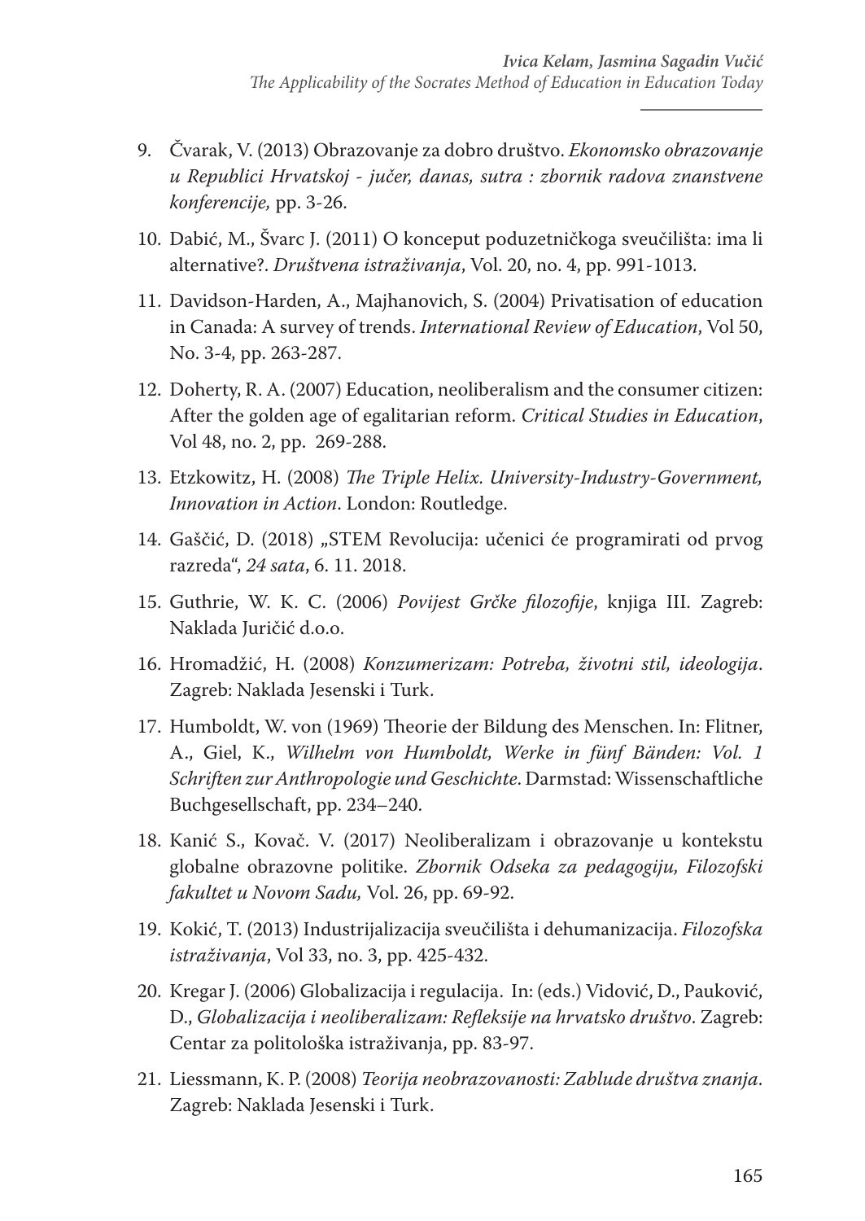9. Čvarak, V. (2013) Obrazovanje za dobro društvo. *Ekonomsko obrazovanje u Republici Hrvatskoj - jučer, danas, sutra : zbornik radova znanstvene konferencije,* pp. 3-26.
10. Dabić, M., Švarc J. (2011) O konceput poduzetničkoga sveučilišta: ima li alternative?. *Društvena istraživanja*, Vol. 20, no. 4, pp. 991-1013.
11. Davidson-Harden, A., Majhanovich, S. (2004) Privatisation of education in Canada: A survey of trends. *International Review of Education*, Vol 50, No. 3-4, pp. 263-287.
12. Doherty, R. A. (2007) Education, neoliberalism and the consumer citizen: After the golden age of egalitarian reform. *Critical Studies in Education*, Vol 48, no. 2, pp. 269-288.
13. Etzkowitz, H. (2008) *The Triple Helix. University-Industry-Government, Innovation in Action*. London: Routledge.
14. Gaščić, D. (2018) „STEM Revolucija: učenici će programirati od prvog razreda", *24 sata*, 6. 11. 2018.
15. Guthrie, W. K. C. (2006) *Povijest Grčke filozofije*, knjiga III. Zagreb: Naklada Juričić d.o.o.
16. Hromadžić, H. (2008) *Konzumerizam: Potreba, životni stil, ideologija*. Zagreb: Naklada Jesenski i Turk.
17. Humboldt, W. von (1969) Theorie der Bildung des Menschen. In: Flitner, A., Giel, K., *Wilhelm von Humboldt, Werke in fünf Bänden: Vol. 1 Schriften zur Anthropologie und Geschichte*. Darmstad: Wissenschaftliche Buchgesellschaft, pp. 234–240.
18. Kanić S., Kovač. V. (2017) Neoliberalizam i obrazovanje u kontekstu globalne obrazovne politike. *Zbornik Odseka za pedagogiju, Filozofski fakultet u Novom Sadu,* Vol. 26, pp. 69-92.
19. Kokić, T. (2013) Industrijalizacija sveučilišta i dehumanizacija. *Filozofska istraživanja*, Vol 33, no. 3, pp. 425-432.
20. Kregar J. (2006) Globalizacija i regulacija. In: (eds.) Vidović, D., Pauković, D., *Globalizacija i neoliberalizam: Refleksije na hrvatsko društvo*. Zagreb: Centar za politološka istraživanja, pp. 83-97.
21. Liessmann, K. P. (2008) *Teorija neobrazovanosti: Zablude društva znanja*. Zagreb: Naklada Jesenski i Turk.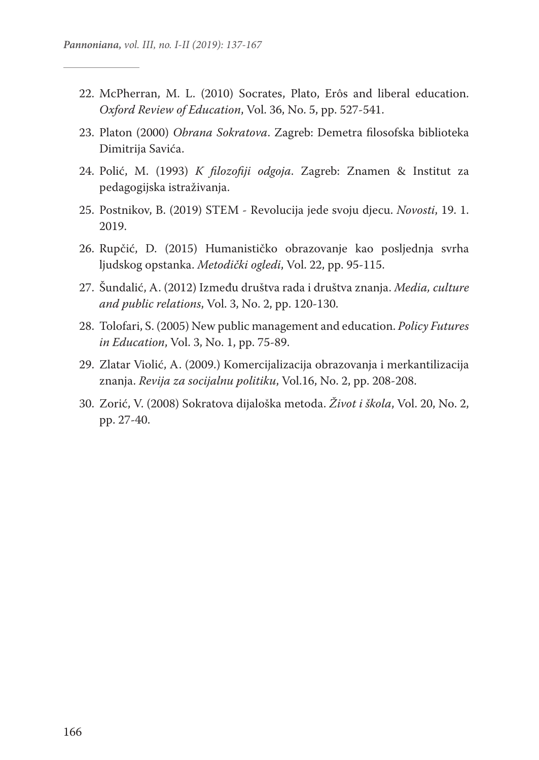22. McPherran, M. L. (2010) Socrates, Plato, Erôs and liberal education. *Oxford Review of Education*, Vol. 36, No. 5, pp. 527-541.
23. Platon (2000) *Obrana Sokratova*. Zagreb: Demetra filosofska biblioteka Dimitrija Savića.
24. Polić, M. (1993) *K filozofiji odgoja*. Zagreb: Znamen & Institut za pedagogijska istraživanja.
25. Postnikov, B. (2019) STEM - Revolucija jede svoju djecu. *Novosti*, 19. 1. 2019.
26. Rupčić, D. (2015) Humanističko obrazovanje kao posljednja svrha ljudskog opstanka. *Metodički ogledi*, Vol. 22, pp. 95-115.
27. Šundalić, A. (2012) Između društva rada i društva znanja. *Media, culture and public relations*, Vol. 3, No. 2, pp. 120-130.
28. Tolofari, S. (2005) New public management and education. *Policy Futures in Education*, Vol. 3, No. 1, pp. 75-89.
29. Zlatar Violić, A. (2009.) Komercijalizacija obrazovanja i merkantilizacija znanja. *Revija za socijalnu politiku*, Vol.16, No. 2, pp. 208-208.
30. Zorić, V. (2008) Sokratova dijaloška metoda. *Život i škola*, Vol. 20, No. 2, pp. 27-40.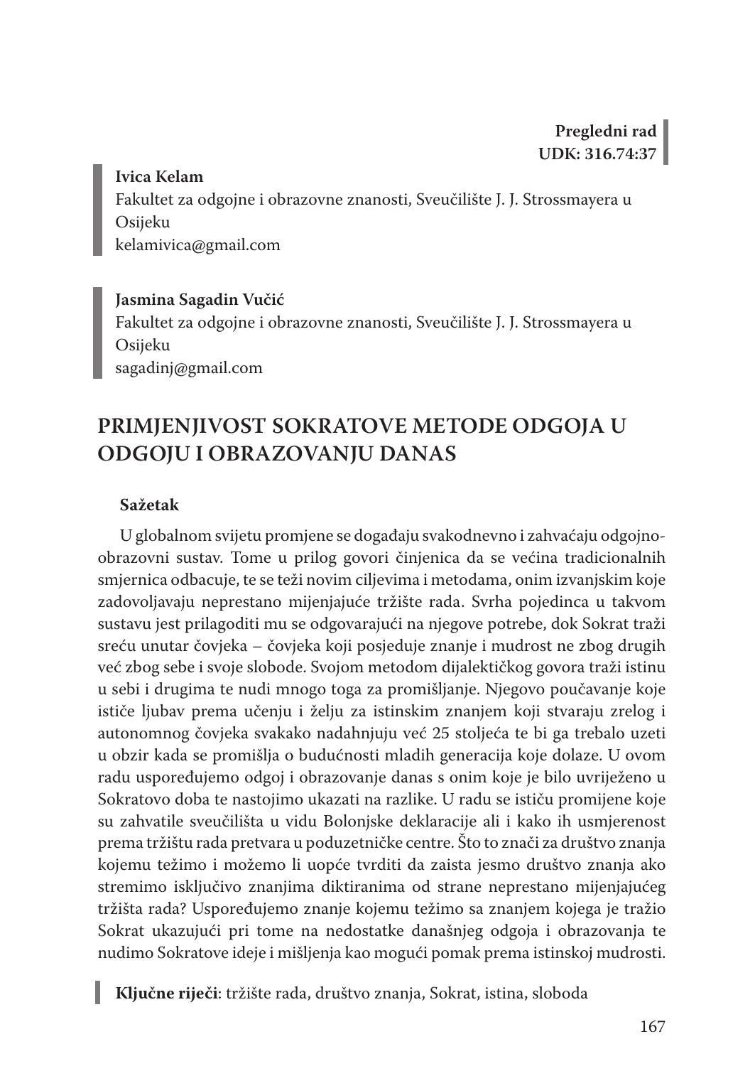**Pregledni rad**
**UDK: 316.74:37**

**Ivica Kelam**
Fakultet za odgojne i obrazovne znanosti, Sveučilište J. J. Strossmayera u Osijeku
kelamivica@gmail.com

**Jasmina Sagadin Vučić**
Fakultet za odgojne i obrazovne znanosti, Sveučilište J. J. Strossmayera u Osijeku
sagadinj@gmail.com

# PRIMJENJIVOST SOKRATOVE METODE ODGOJA U ODGOJU I OBRAZOVANJU DANAS

## Sažetak

U globalnom svijetu promjene se događaju svakodnevno i zahvaćaju odgojno-obrazovni sustav. Tome u prilog govori činjenica da se većina tradicionalnih smjernica odbacuje, te se teži novim ciljevima i metodama, onim izvanjskim koje zadovoljavaju neprestano mijenjajuće tržište rada. Svrha pojedinca u takvom sustavu jest prilagoditi mu se odgovarajući na njegove potrebe, dok Sokrat traži sreću unutar čovjeka – čovjeka koji posjeduje znanje i mudrost ne zbog drugih već zbog sebe i svoje slobode. Svojom metodom dijalektičkog govora traži istinu u sebi i drugima te nudi mnogo toga za promišljanje. Njegovo poučavanje koje ističe ljubav prema učenju i želju za istinskim znanjem koji stvaraju zrelog i autonomnog čovjeka svakako nadahnjuju već 25 stoljeća te bi ga trebalo uzeti u obzir kada se promišlja o budućnosti mladih generacija koje dolaze. U ovom radu uspoređujemo odgoj i obrazovanje danas s onim koje je bilo uvriježeno u Sokratovo doba te nastojimo ukazati na razlike. U radu se ističu promijene koje su zahvatile sveučilišta u vidu Bolonjske deklaracije ali i kako ih usmjerenost prema tržištu rada pretvara u poduzetničke centre. Što to znači za društvo znanja kojemu težimo i možemo li uopće tvrditi da zaista jesmo društvo znanja ako stremimo isključivo znanjima diktiranima od strane neprestano mijenjajućeg tržišta rada? Uspoređujemo znanje kojemu težimo sa znanjem kojega je tražio Sokrat ukazujući pri tome na nedostatke današnjeg odgoja i obrazovanja te nudimo Sokratove ideje i mišljenja kao mogući pomak prema istinskoj mudrosti.

**Ključne riječi**: tržište rada, društvo znanja, Sokrat, istina, sloboda